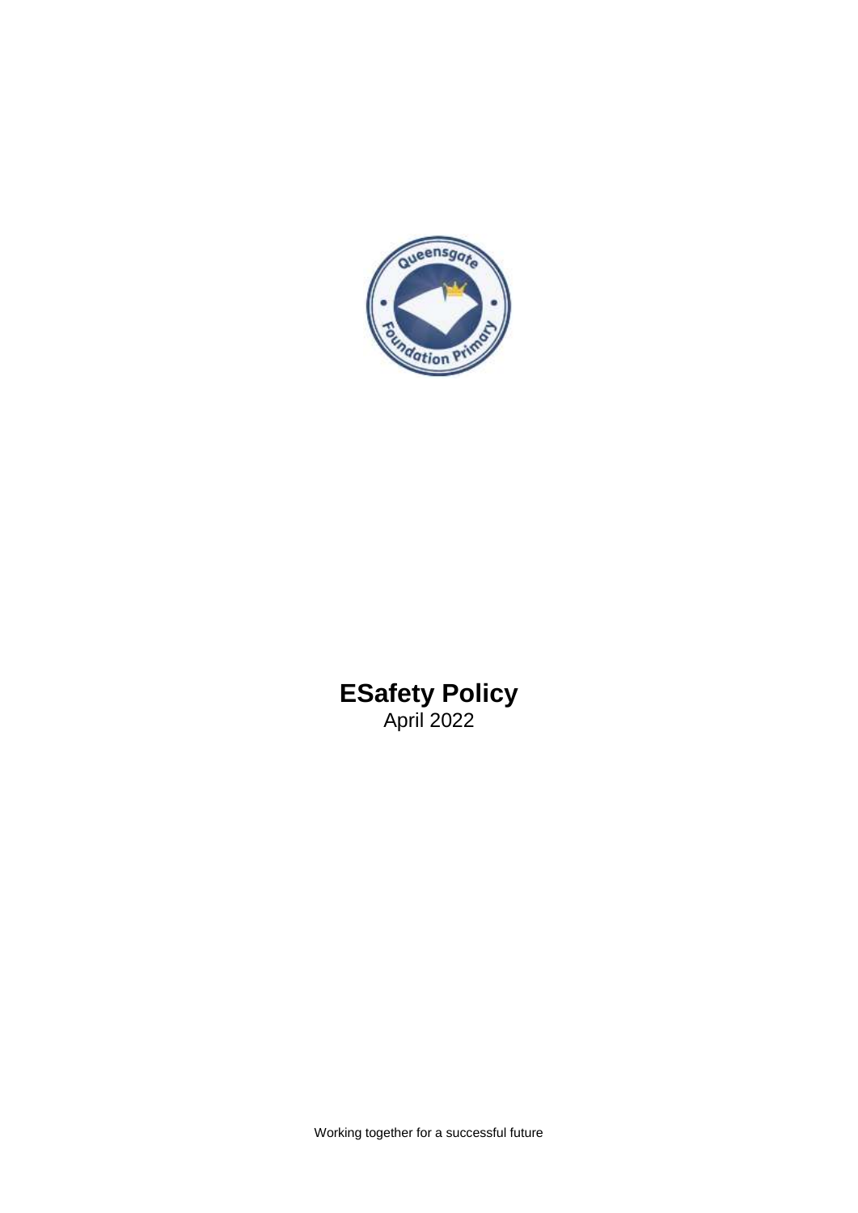# ESafety Policy

April 2022

Working together for a successful future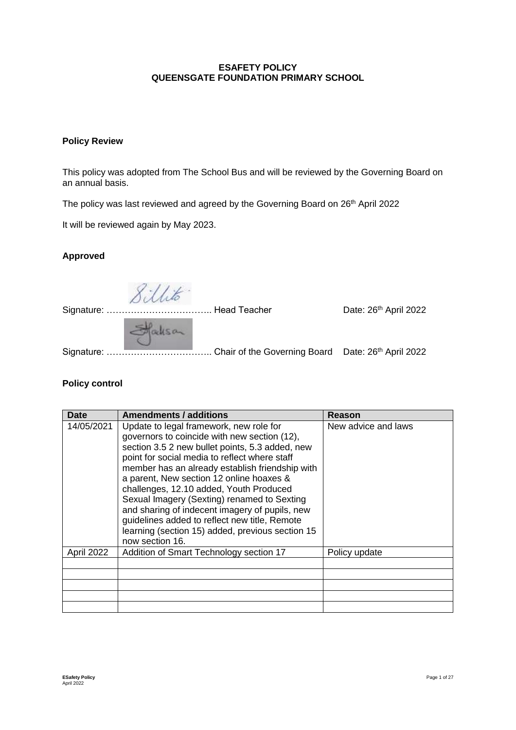**ESAFETY POLICY**
**QUEENSGATE FOUNDATION PRIMARY SCHOOL**

### Policy Review

This policy was adopted from The School Bus and will be reviewed by the Governing Board on an annual basis.

The policy was last reviewed and agreed by the Governing Board on 26th April 2022

It will be reviewed again by May 2023.

### Approved

Signature: …………………………….. Head Teacher Date: 26th April 2022

Signature: …………………………….. Chair of the Governing Board Date: 26th April 2022

### Policy control

| Date | Amendments / additions | Reason |
|---|---|---|
| 14/05/2021 | Update to legal framework, new role for governors to coincide with new section (12), section 3.5 2 new bullet points, 5.3 added, new point for social media to reflect where staff member has an already establish friendship with a parent, New section 12 online hoaxes & challenges, 12.10 added, Youth Produced Sexual Imagery (Sexting) renamed to Sexting and sharing of indecent imagery of pupils, new guidelines added to reflect new title, Remote learning (section 15) added, previous section 15 now section 16. | New advice and laws |
| April 2022 | Addition of Smart Technology section 17 | Policy update |
| | | |
| | | |
| | | |
| | | |
| | | |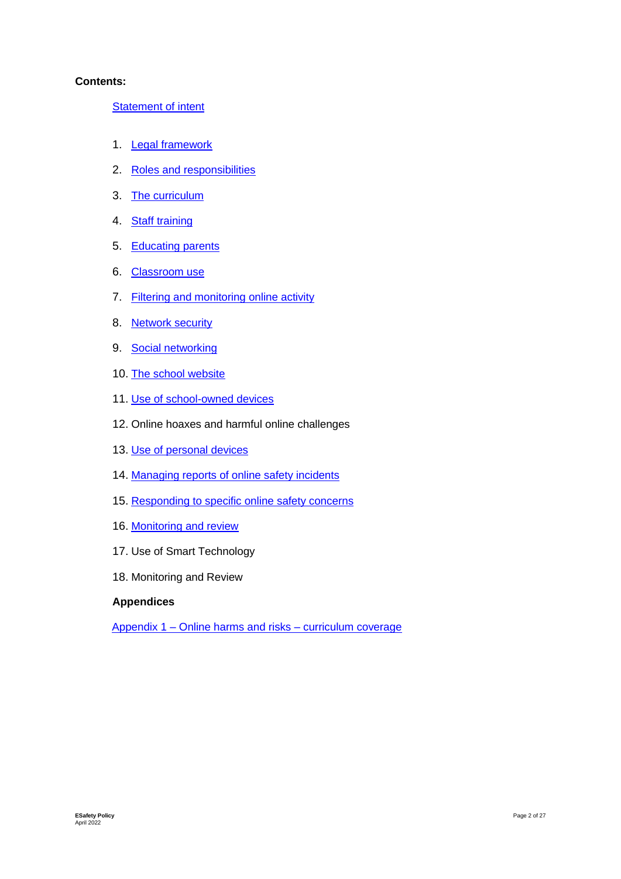**Contents:**

Statement of intent

1. Legal framework
2. Roles and responsibilities
3. The curriculum
4. Staff training
5. Educating parents
6. Classroom use
7. Filtering and monitoring online activity
8. Network security
9. Social networking
10. The school website
11. Use of school-owned devices
12. Online hoaxes and harmful online challenges
13. Use of personal devices
14. Managing reports of online safety incidents
15. Responding to specific online safety concerns
16. Monitoring and review
17. Use of Smart Technology
18. Monitoring and Review

**Appendices**

Appendix 1 – Online harms and risks – curriculum coverage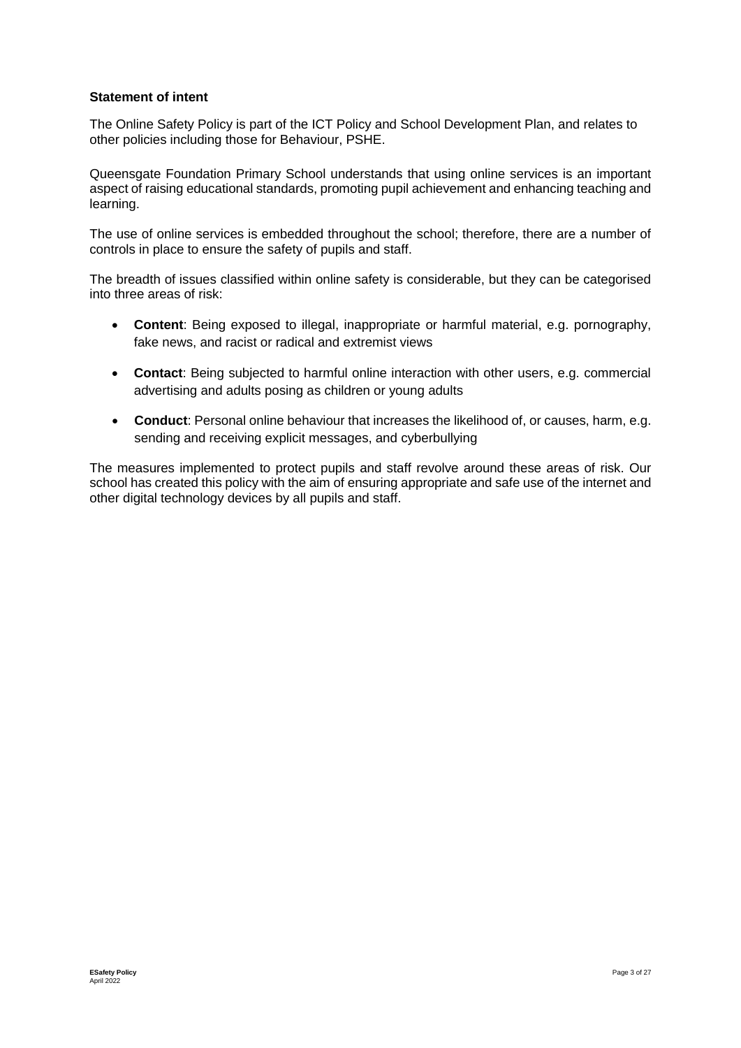**Statement of intent**

The Online Safety Policy is part of the ICT Policy and School Development Plan, and relates to other policies including those for Behaviour, PSHE.

Queensgate Foundation Primary School understands that using online services is an important aspect of raising educational standards, promoting pupil achievement and enhancing teaching and learning.

The use of online services is embedded throughout the school; therefore, there are a number of controls in place to ensure the safety of pupils and staff.

The breadth of issues classified within online safety is considerable, but they can be categorised into three areas of risk:

- **Content**: Being exposed to illegal, inappropriate or harmful material, e.g. pornography, fake news, and racist or radical and extremist views
- **Contact**: Being subjected to harmful online interaction with other users, e.g. commercial advertising and adults posing as children or young adults
- **Conduct**: Personal online behaviour that increases the likelihood of, or causes, harm, e.g. sending and receiving explicit messages, and cyberbullying

The measures implemented to protect pupils and staff revolve around these areas of risk. Our school has created this policy with the aim of ensuring appropriate and safe use of the internet and other digital technology devices by all pupils and staff.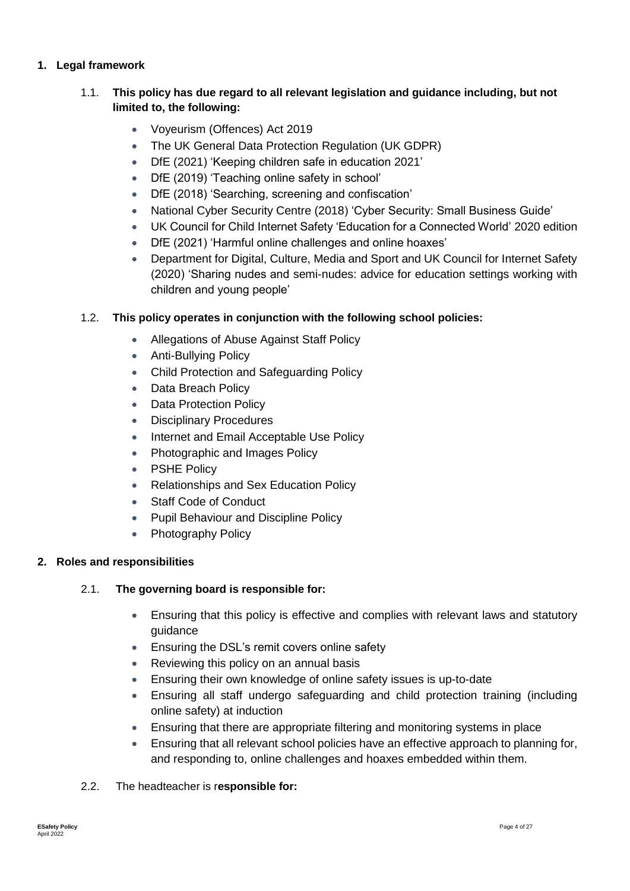## 1. Legal framework

1.1. **This policy has due regard to all relevant legislation and guidance including, but not limited to, the following:**

- Voyeurism (Offences) Act 2019
- The UK General Data Protection Regulation (UK GDPR)
- DfE (2021) 'Keeping children safe in education 2021'
- DfE (2019) 'Teaching online safety in school'
- DfE (2018) 'Searching, screening and confiscation'
- National Cyber Security Centre (2018) 'Cyber Security: Small Business Guide'
- UK Council for Child Internet Safety 'Education for a Connected World' 2020 edition
- DfE (2021) 'Harmful online challenges and online hoaxes'
- Department for Digital, Culture, Media and Sport and UK Council for Internet Safety (2020) 'Sharing nudes and semi-nudes: advice for education settings working with children and young people'

1.2. **This policy operates in conjunction with the following school policies:**

- Allegations of Abuse Against Staff Policy
- Anti-Bullying Policy
- Child Protection and Safeguarding Policy
- Data Breach Policy
- Data Protection Policy
- Disciplinary Procedures
- Internet and Email Acceptable Use Policy
- Photographic and Images Policy
- PSHE Policy
- Relationships and Sex Education Policy
- Staff Code of Conduct
- Pupil Behaviour and Discipline Policy
- Photography Policy

## 2. Roles and responsibilities

2.1. **The governing board is responsible for:**

- Ensuring that this policy is effective and complies with relevant laws and statutory guidance
- Ensuring the DSL's remit covers online safety
- Reviewing this policy on an annual basis
- Ensuring their own knowledge of online safety issues is up-to-date
- Ensuring all staff undergo safeguarding and child protection training (including online safety) at induction
- Ensuring that there are appropriate filtering and monitoring systems in place
- Ensuring that all relevant school policies have an effective approach to planning for, and responding to, online challenges and hoaxes embedded within them.

2.2. The headteacher is r**esponsible for:**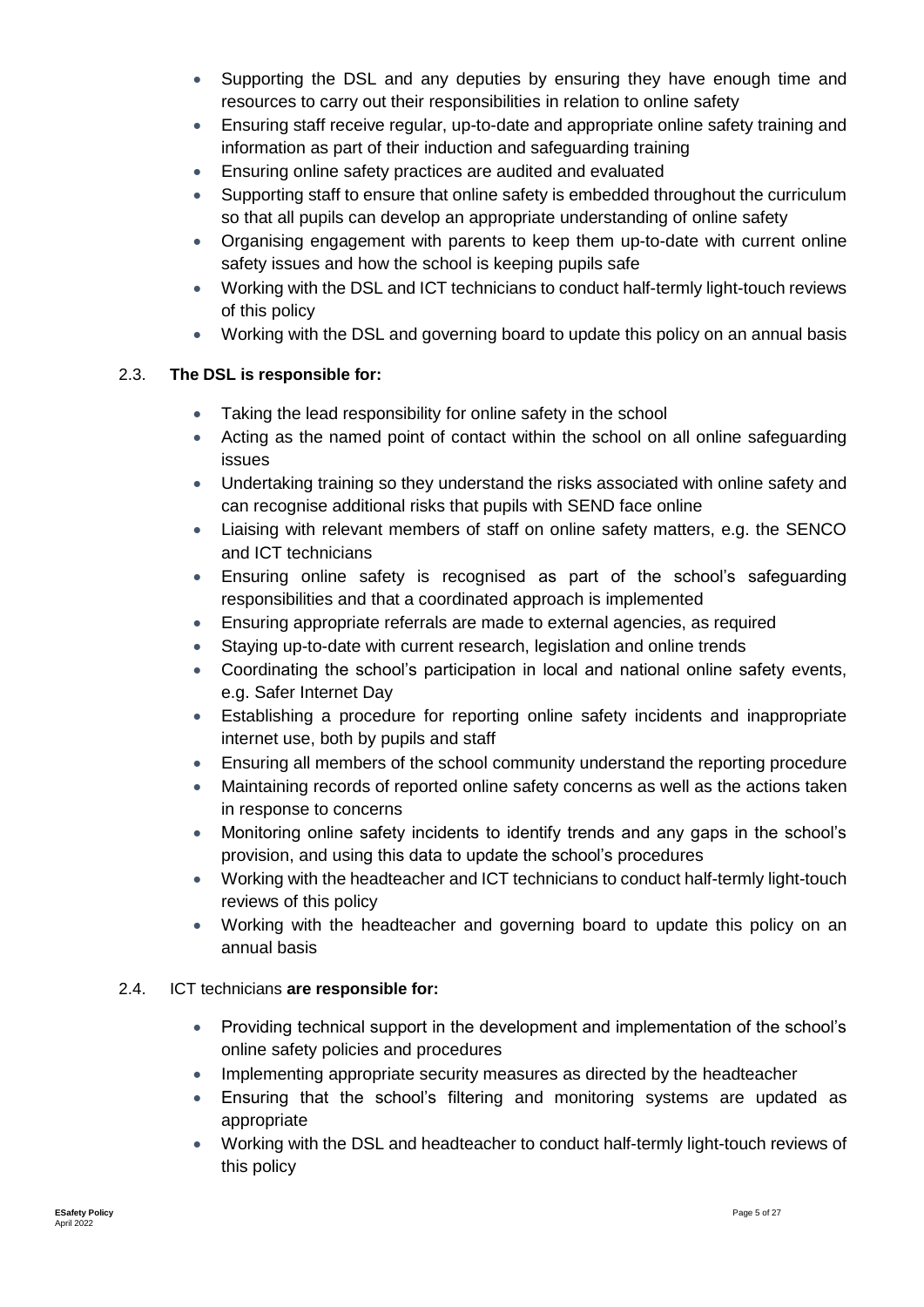- Supporting the DSL and any deputies by ensuring they have enough time and resources to carry out their responsibilities in relation to online safety
- Ensuring staff receive regular, up-to-date and appropriate online safety training and information as part of their induction and safeguarding training
- Ensuring online safety practices are audited and evaluated
- Supporting staff to ensure that online safety is embedded throughout the curriculum so that all pupils can develop an appropriate understanding of online safety
- Organising engagement with parents to keep them up-to-date with current online safety issues and how the school is keeping pupils safe
- Working with the DSL and ICT technicians to conduct half-termly light-touch reviews of this policy
- Working with the DSL and governing board to update this policy on an annual basis

2.3. **The DSL is responsible for:**

- Taking the lead responsibility for online safety in the school
- Acting as the named point of contact within the school on all online safeguarding issues
- Undertaking training so they understand the risks associated with online safety and can recognise additional risks that pupils with SEND face online
- Liaising with relevant members of staff on online safety matters, e.g. the SENCO and ICT technicians
- Ensuring online safety is recognised as part of the school's safeguarding responsibilities and that a coordinated approach is implemented
- Ensuring appropriate referrals are made to external agencies, as required
- Staying up-to-date with current research, legislation and online trends
- Coordinating the school's participation in local and national online safety events, e.g. Safer Internet Day
- Establishing a procedure for reporting online safety incidents and inappropriate internet use, both by pupils and staff
- Ensuring all members of the school community understand the reporting procedure
- Maintaining records of reported online safety concerns as well as the actions taken in response to concerns
- Monitoring online safety incidents to identify trends and any gaps in the school's provision, and using this data to update the school's procedures
- Working with the headteacher and ICT technicians to conduct half-termly light-touch reviews of this policy
- Working with the headteacher and governing board to update this policy on an annual basis

2.4. ICT technicians **are responsible for:**

- Providing technical support in the development and implementation of the school's online safety policies and procedures
- Implementing appropriate security measures as directed by the headteacher
- Ensuring that the school's filtering and monitoring systems are updated as appropriate
- Working with the DSL and headteacher to conduct half-termly light-touch reviews of this policy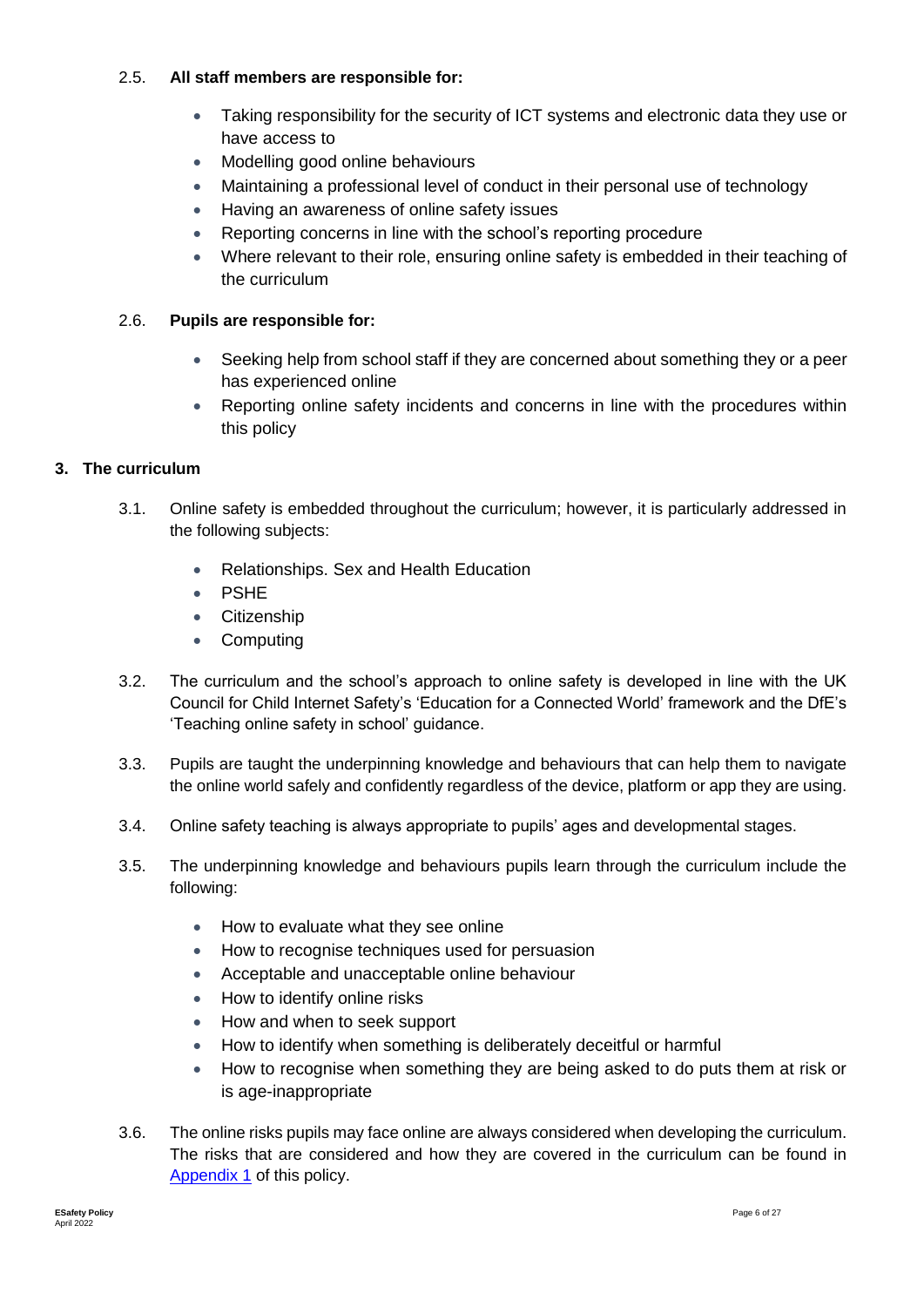2.5. **All staff members are responsible for:**

- Taking responsibility for the security of ICT systems and electronic data they use or have access to
- Modelling good online behaviours
- Maintaining a professional level of conduct in their personal use of technology
- Having an awareness of online safety issues
- Reporting concerns in line with the school's reporting procedure
- Where relevant to their role, ensuring online safety is embedded in their teaching of the curriculum

2.6. **Pupils are responsible for:**

- Seeking help from school staff if they are concerned about something they or a peer has experienced online
- Reporting online safety incidents and concerns in line with the procedures within this policy

## 3. The curriculum

3.1. Online safety is embedded throughout the curriculum; however, it is particularly addressed in the following subjects:

- Relationships. Sex and Health Education
- PSHE
- Citizenship
- Computing

3.2. The curriculum and the school's approach to online safety is developed in line with the UK Council for Child Internet Safety's 'Education for a Connected World' framework and the DfE's 'Teaching online safety in school' guidance.

3.3. Pupils are taught the underpinning knowledge and behaviours that can help them to navigate the online world safely and confidently regardless of the device, platform or app they are using.

3.4. Online safety teaching is always appropriate to pupils' ages and developmental stages.

3.5. The underpinning knowledge and behaviours pupils learn through the curriculum include the following:

- How to evaluate what they see online
- How to recognise techniques used for persuasion
- Acceptable and unacceptable online behaviour
- How to identify online risks
- How and when to seek support
- How to identify when something is deliberately deceitful or harmful
- How to recognise when something they are being asked to do puts them at risk or is age-inappropriate

3.6. The online risks pupils may face online are always considered when developing the curriculum. The risks that are considered and how they are covered in the curriculum can be found in Appendix 1 of this policy.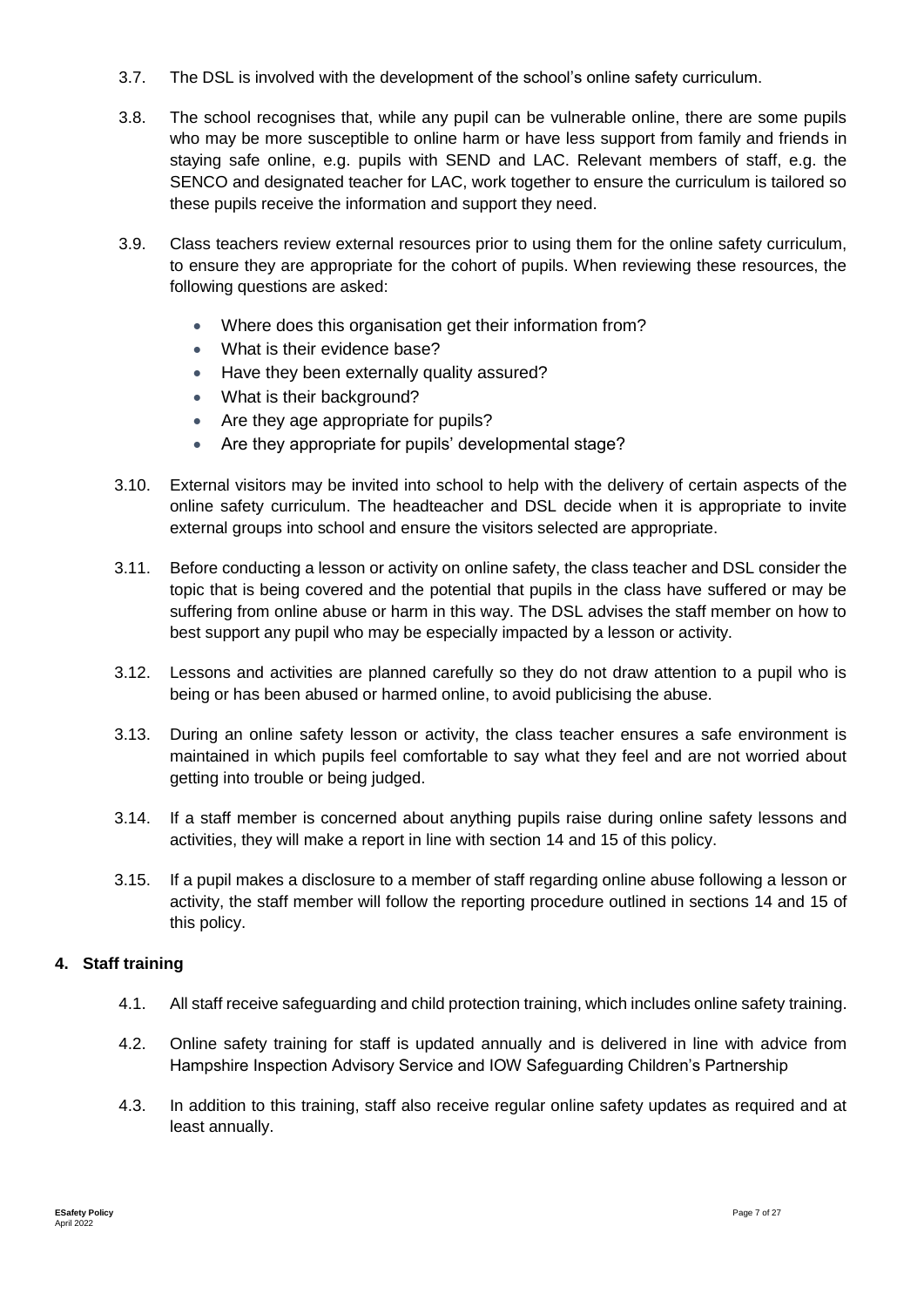3.7. The DSL is involved with the development of the school's online safety curriculum.

3.8. The school recognises that, while any pupil can be vulnerable online, there are some pupils who may be more susceptible to online harm or have less support from family and friends in staying safe online, e.g. pupils with SEND and LAC. Relevant members of staff, e.g. the SENCO and designated teacher for LAC, work together to ensure the curriculum is tailored so these pupils receive the information and support they need.

3.9. Class teachers review external resources prior to using them for the online safety curriculum, to ensure they are appropriate for the cohort of pupils. When reviewing these resources, the following questions are asked:

- Where does this organisation get their information from?
- What is their evidence base?
- Have they been externally quality assured?
- What is their background?
- Are they age appropriate for pupils?
- Are they appropriate for pupils' developmental stage?

3.10. External visitors may be invited into school to help with the delivery of certain aspects of the online safety curriculum. The headteacher and DSL decide when it is appropriate to invite external groups into school and ensure the visitors selected are appropriate.

3.11. Before conducting a lesson or activity on online safety, the class teacher and DSL consider the topic that is being covered and the potential that pupils in the class have suffered or may be suffering from online abuse or harm in this way. The DSL advises the staff member on how to best support any pupil who may be especially impacted by a lesson or activity.

3.12. Lessons and activities are planned carefully so they do not draw attention to a pupil who is being or has been abused or harmed online, to avoid publicising the abuse.

3.13. During an online safety lesson or activity, the class teacher ensures a safe environment is maintained in which pupils feel comfortable to say what they feel and are not worried about getting into trouble or being judged.

3.14. If a staff member is concerned about anything pupils raise during online safety lessons and activities, they will make a report in line with section 14 and 15 of this policy.

3.15. If a pupil makes a disclosure to a member of staff regarding online abuse following a lesson or activity, the staff member will follow the reporting procedure outlined in sections 14 and 15 of this policy.

## 4. Staff training

4.1. All staff receive safeguarding and child protection training, which includes online safety training.

4.2. Online safety training for staff is updated annually and is delivered in line with advice from Hampshire Inspection Advisory Service and IOW Safeguarding Children's Partnership

4.3. In addition to this training, staff also receive regular online safety updates as required and at least annually.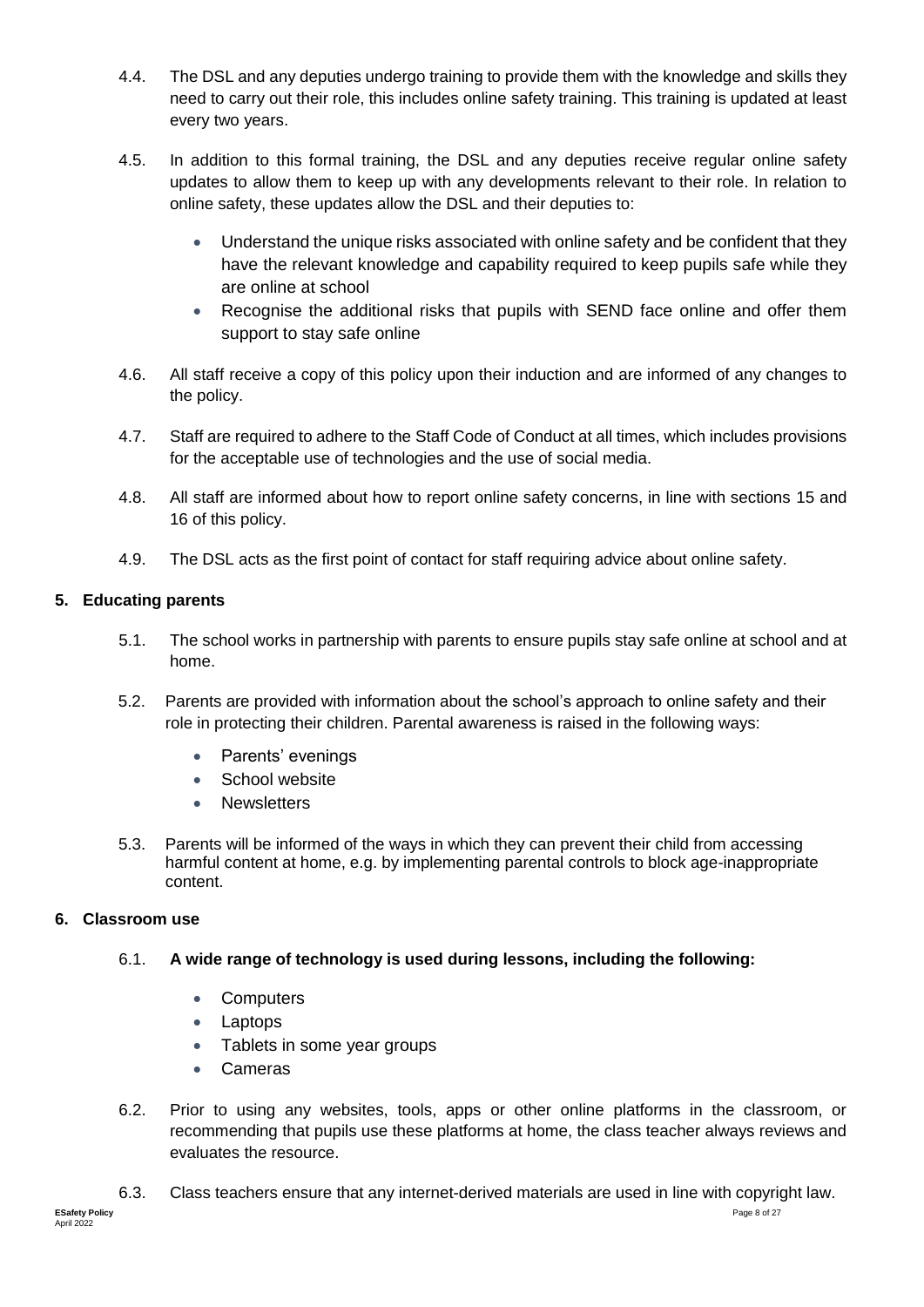4.4. The DSL and any deputies undergo training to provide them with the knowledge and skills they need to carry out their role, this includes online safety training. This training is updated at least every two years.

4.5. In addition to this formal training, the DSL and any deputies receive regular online safety updates to allow them to keep up with any developments relevant to their role. In relation to online safety, these updates allow the DSL and their deputies to:

- Understand the unique risks associated with online safety and be confident that they have the relevant knowledge and capability required to keep pupils safe while they are online at school
- Recognise the additional risks that pupils with SEND face online and offer them support to stay safe online

4.6. All staff receive a copy of this policy upon their induction and are informed of any changes to the policy.

4.7. Staff are required to adhere to the Staff Code of Conduct at all times, which includes provisions for the acceptable use of technologies and the use of social media.

4.8. All staff are informed about how to report online safety concerns, in line with sections 15 and 16 of this policy.

4.9. The DSL acts as the first point of contact for staff requiring advice about online safety.

## 5. Educating parents

5.1. The school works in partnership with parents to ensure pupils stay safe online at school and at home.

5.2. Parents are provided with information about the school's approach to online safety and their role in protecting their children. Parental awareness is raised in the following ways:

- Parents' evenings
- School website
- Newsletters

5.3. Parents will be informed of the ways in which they can prevent their child from accessing harmful content at home, e.g. by implementing parental controls to block age-inappropriate content.

## 6. Classroom use

6.1. **A wide range of technology is used during lessons, including the following:**

- Computers
- Laptops
- Tablets in some year groups
- Cameras

6.2. Prior to using any websites, tools, apps or other online platforms in the classroom, or recommending that pupils use these platforms at home, the class teacher always reviews and evaluates the resource.

6.3. Class teachers ensure that any internet-derived materials are used in line with copyright law.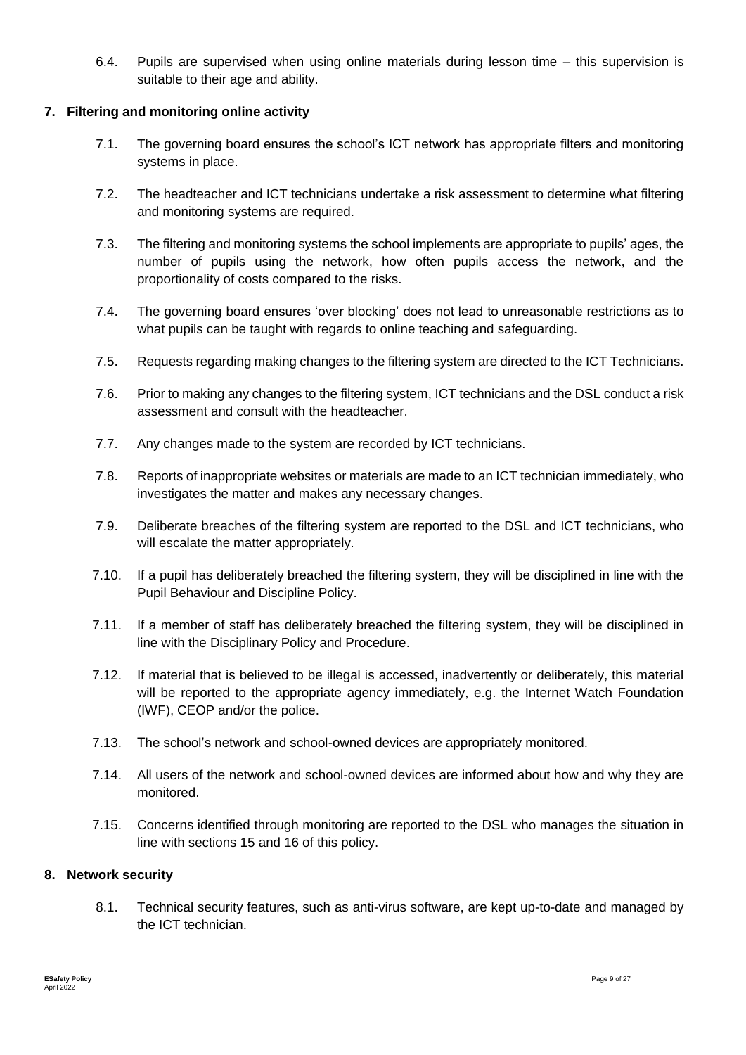6.4. Pupils are supervised when using online materials during lesson time – this supervision is suitable to their age and ability.

## 7. Filtering and monitoring online activity

7.1. The governing board ensures the school's ICT network has appropriate filters and monitoring systems in place.

7.2. The headteacher and ICT technicians undertake a risk assessment to determine what filtering and monitoring systems are required.

7.3. The filtering and monitoring systems the school implements are appropriate to pupils' ages, the number of pupils using the network, how often pupils access the network, and the proportionality of costs compared to the risks.

7.4. The governing board ensures 'over blocking' does not lead to unreasonable restrictions as to what pupils can be taught with regards to online teaching and safeguarding.

7.5. Requests regarding making changes to the filtering system are directed to the ICT Technicians.

7.6. Prior to making any changes to the filtering system, ICT technicians and the DSL conduct a risk assessment and consult with the headteacher.

7.7. Any changes made to the system are recorded by ICT technicians.

7.8. Reports of inappropriate websites or materials are made to an ICT technician immediately, who investigates the matter and makes any necessary changes.

7.9. Deliberate breaches of the filtering system are reported to the DSL and ICT technicians, who will escalate the matter appropriately.

7.10. If a pupil has deliberately breached the filtering system, they will be disciplined in line with the Pupil Behaviour and Discipline Policy.

7.11. If a member of staff has deliberately breached the filtering system, they will be disciplined in line with the Disciplinary Policy and Procedure.

7.12. If material that is believed to be illegal is accessed, inadvertently or deliberately, this material will be reported to the appropriate agency immediately, e.g. the Internet Watch Foundation (IWF), CEOP and/or the police.

7.13. The school's network and school-owned devices are appropriately monitored.

7.14. All users of the network and school-owned devices are informed about how and why they are monitored.

7.15. Concerns identified through monitoring are reported to the DSL who manages the situation in line with sections 15 and 16 of this policy.

## 8. Network security

8.1. Technical security features, such as anti-virus software, are kept up-to-date and managed by the ICT technician.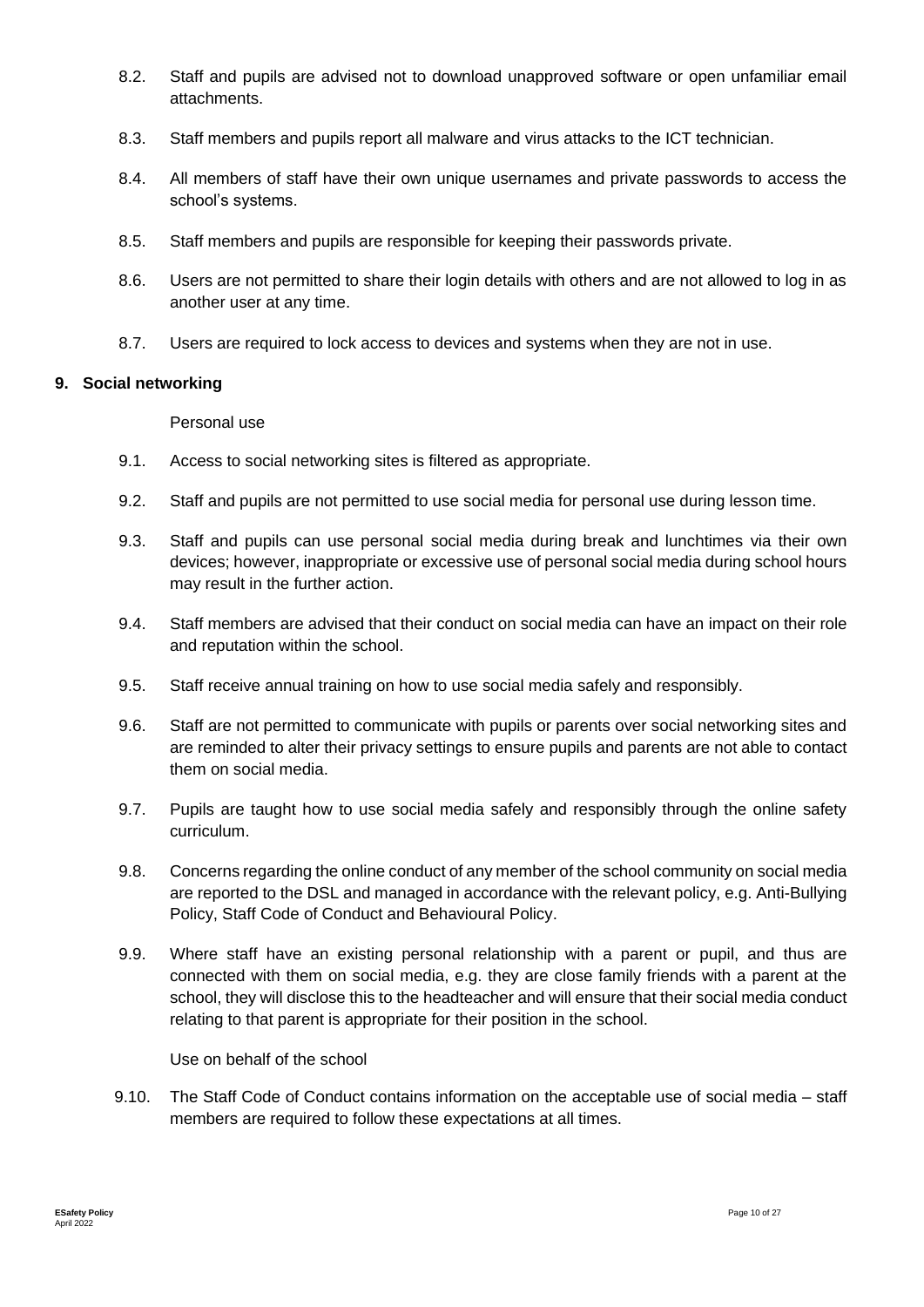8.2. Staff and pupils are advised not to download unapproved software or open unfamiliar email attachments.

8.3. Staff members and pupils report all malware and virus attacks to the ICT technician.

8.4. All members of staff have their own unique usernames and private passwords to access the school's systems.

8.5. Staff members and pupils are responsible for keeping their passwords private.

8.6. Users are not permitted to share their login details with others and are not allowed to log in as another user at any time.

8.7. Users are required to lock access to devices and systems when they are not in use.

**9. Social networking**

Personal use

9.1. Access to social networking sites is filtered as appropriate.

9.2. Staff and pupils are not permitted to use social media for personal use during lesson time.

9.3. Staff and pupils can use personal social media during break and lunchtimes via their own devices; however, inappropriate or excessive use of personal social media during school hours may result in the further action.

9.4. Staff members are advised that their conduct on social media can have an impact on their role and reputation within the school.

9.5. Staff receive annual training on how to use social media safely and responsibly.

9.6. Staff are not permitted to communicate with pupils or parents over social networking sites and are reminded to alter their privacy settings to ensure pupils and parents are not able to contact them on social media.

9.7. Pupils are taught how to use social media safely and responsibly through the online safety curriculum.

9.8. Concerns regarding the online conduct of any member of the school community on social media are reported to the DSL and managed in accordance with the relevant policy, e.g. Anti-Bullying Policy, Staff Code of Conduct and Behavioural Policy.

9.9. Where staff have an existing personal relationship with a parent or pupil, and thus are connected with them on social media, e.g. they are close family friends with a parent at the school, they will disclose this to the headteacher and will ensure that their social media conduct relating to that parent is appropriate for their position in the school.

Use on behalf of the school

9.10. The Staff Code of Conduct contains information on the acceptable use of social media – staff members are required to follow these expectations at all times.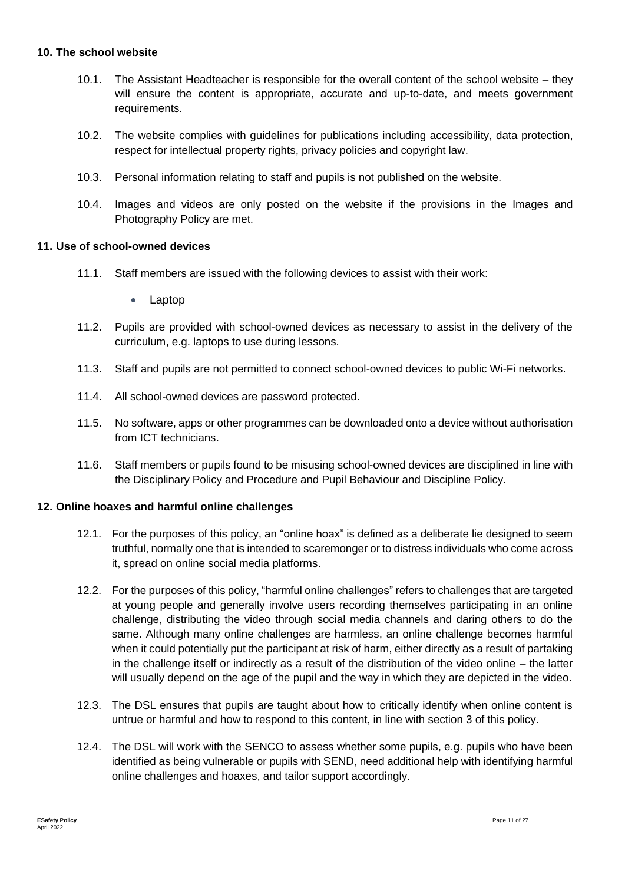**10. The school website**

10.1. The Assistant Headteacher is responsible for the overall content of the school website – they will ensure the content is appropriate, accurate and up-to-date, and meets government requirements.

10.2. The website complies with guidelines for publications including accessibility, data protection, respect for intellectual property rights, privacy policies and copyright law.

10.3. Personal information relating to staff and pupils is not published on the website.

10.4. Images and videos are only posted on the website if the provisions in the Images and Photography Policy are met.

**11. Use of school-owned devices**

11.1. Staff members are issued with the following devices to assist with their work:

- Laptop

11.2. Pupils are provided with school-owned devices as necessary to assist in the delivery of the curriculum, e.g. laptops to use during lessons.

11.3. Staff and pupils are not permitted to connect school-owned devices to public Wi-Fi networks.

11.4. All school-owned devices are password protected.

11.5. No software, apps or other programmes can be downloaded onto a device without authorisation from ICT technicians.

11.6. Staff members or pupils found to be misusing school-owned devices are disciplined in line with the Disciplinary Policy and Procedure and Pupil Behaviour and Discipline Policy.

**12. Online hoaxes and harmful online challenges**

12.1. For the purposes of this policy, an "online hoax" is defined as a deliberate lie designed to seem truthful, normally one that is intended to scaremonger or to distress individuals who come across it, spread on online social media platforms.

12.2. For the purposes of this policy, "harmful online challenges" refers to challenges that are targeted at young people and generally involve users recording themselves participating in an online challenge, distributing the video through social media channels and daring others to do the same. Although many online challenges are harmless, an online challenge becomes harmful when it could potentially put the participant at risk of harm, either directly as a result of partaking in the challenge itself or indirectly as a result of the distribution of the video online – the latter will usually depend on the age of the pupil and the way in which they are depicted in the video.

12.3. The DSL ensures that pupils are taught about how to critically identify when online content is untrue or harmful and how to respond to this content, in line with section 3 of this policy.

12.4. The DSL will work with the SENCO to assess whether some pupils, e.g. pupils who have been identified as being vulnerable or pupils with SEND, need additional help with identifying harmful online challenges and hoaxes, and tailor support accordingly.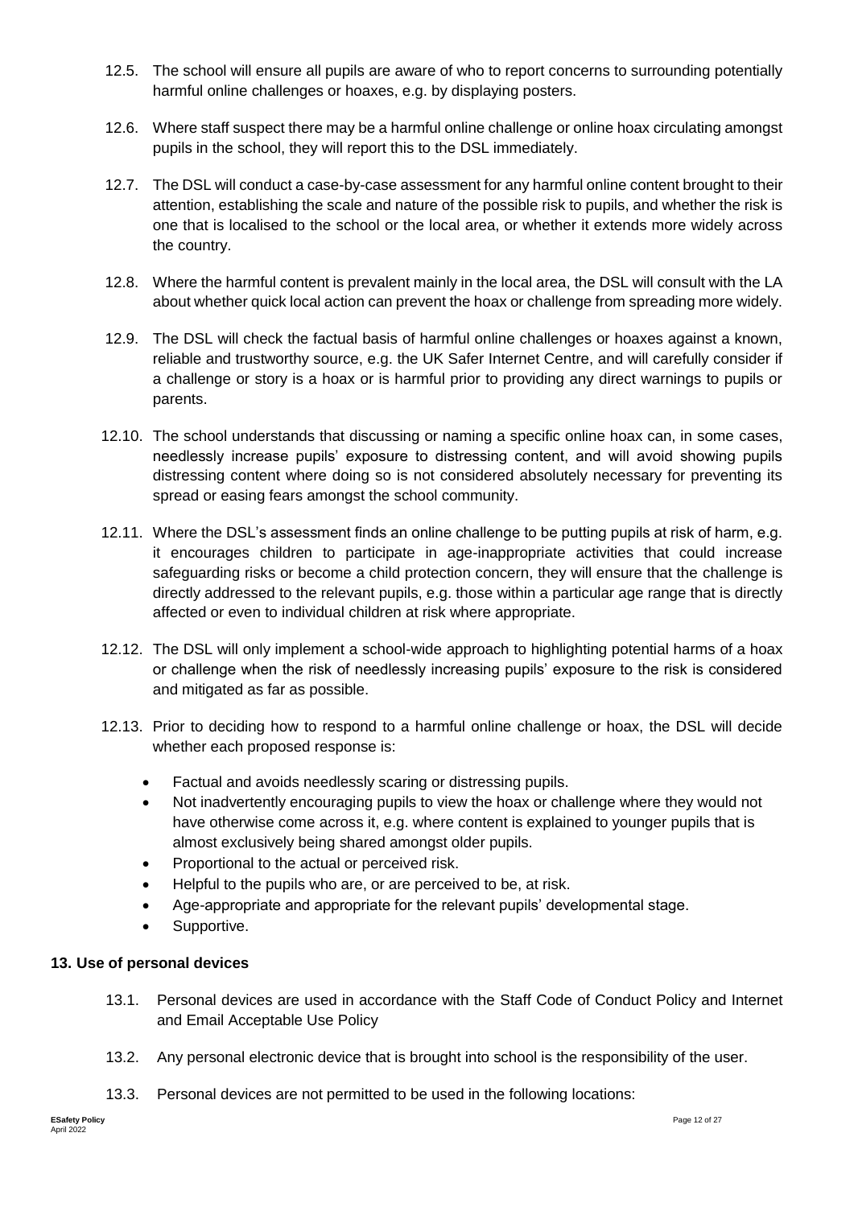12.5. The school will ensure all pupils are aware of who to report concerns to surrounding potentially harmful online challenges or hoaxes, e.g. by displaying posters.

12.6. Where staff suspect there may be a harmful online challenge or online hoax circulating amongst pupils in the school, they will report this to the DSL immediately.

12.7. The DSL will conduct a case-by-case assessment for any harmful online content brought to their attention, establishing the scale and nature of the possible risk to pupils, and whether the risk is one that is localised to the school or the local area, or whether it extends more widely across the country.

12.8. Where the harmful content is prevalent mainly in the local area, the DSL will consult with the LA about whether quick local action can prevent the hoax or challenge from spreading more widely.

12.9. The DSL will check the factual basis of harmful online challenges or hoaxes against a known, reliable and trustworthy source, e.g. the UK Safer Internet Centre, and will carefully consider if a challenge or story is a hoax or is harmful prior to providing any direct warnings to pupils or parents.

12.10. The school understands that discussing or naming a specific online hoax can, in some cases, needlessly increase pupils' exposure to distressing content, and will avoid showing pupils distressing content where doing so is not considered absolutely necessary for preventing its spread or easing fears amongst the school community.

12.11. Where the DSL's assessment finds an online challenge to be putting pupils at risk of harm, e.g. it encourages children to participate in age-inappropriate activities that could increase safeguarding risks or become a child protection concern, they will ensure that the challenge is directly addressed to the relevant pupils, e.g. those within a particular age range that is directly affected or even to individual children at risk where appropriate.

12.12. The DSL will only implement a school-wide approach to highlighting potential harms of a hoax or challenge when the risk of needlessly increasing pupils' exposure to the risk is considered and mitigated as far as possible.

12.13. Prior to deciding how to respond to a harmful online challenge or hoax, the DSL will decide whether each proposed response is:

- Factual and avoids needlessly scaring or distressing pupils.
- Not inadvertently encouraging pupils to view the hoax or challenge where they would not have otherwise come across it, e.g. where content is explained to younger pupils that is almost exclusively being shared amongst older pupils.
- Proportional to the actual or perceived risk.
- Helpful to the pupils who are, or are perceived to be, at risk.
- Age-appropriate and appropriate for the relevant pupils' developmental stage.
- Supportive.

**13. Use of personal devices**

13.1. Personal devices are used in accordance with the Staff Code of Conduct Policy and Internet and Email Acceptable Use Policy

13.2. Any personal electronic device that is brought into school is the responsibility of the user.

13.3. Personal devices are not permitted to be used in the following locations: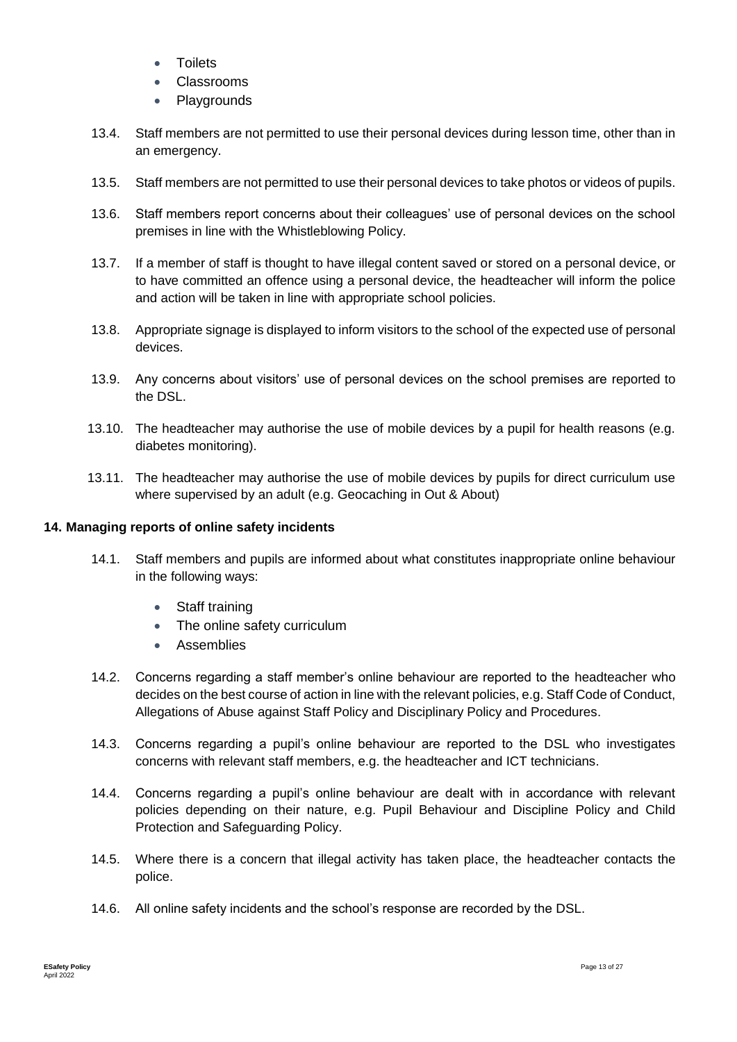- Toilets
- Classrooms
- Playgrounds

13.4. Staff members are not permitted to use their personal devices during lesson time, other than in an emergency.

13.5. Staff members are not permitted to use their personal devices to take photos or videos of pupils.

13.6. Staff members report concerns about their colleagues' use of personal devices on the school premises in line with the Whistleblowing Policy.

13.7. If a member of staff is thought to have illegal content saved or stored on a personal device, or to have committed an offence using a personal device, the headteacher will inform the police and action will be taken in line with appropriate school policies.

13.8. Appropriate signage is displayed to inform visitors to the school of the expected use of personal devices.

13.9. Any concerns about visitors' use of personal devices on the school premises are reported to the DSL.

13.10. The headteacher may authorise the use of mobile devices by a pupil for health reasons (e.g. diabetes monitoring).

13.11. The headteacher may authorise the use of mobile devices by pupils for direct curriculum use where supervised by an adult (e.g. Geocaching in Out & About)

**14. Managing reports of online safety incidents**

14.1. Staff members and pupils are informed about what constitutes inappropriate online behaviour in the following ways:

- Staff training
- The online safety curriculum
- Assemblies

14.2. Concerns regarding a staff member's online behaviour are reported to the headteacher who decides on the best course of action in line with the relevant policies, e.g. Staff Code of Conduct, Allegations of Abuse against Staff Policy and Disciplinary Policy and Procedures.

14.3. Concerns regarding a pupil's online behaviour are reported to the DSL who investigates concerns with relevant staff members, e.g. the headteacher and ICT technicians.

14.4. Concerns regarding a pupil's online behaviour are dealt with in accordance with relevant policies depending on their nature, e.g. Pupil Behaviour and Discipline Policy and Child Protection and Safeguarding Policy.

14.5. Where there is a concern that illegal activity has taken place, the headteacher contacts the police.

14.6. All online safety incidents and the school's response are recorded by the DSL.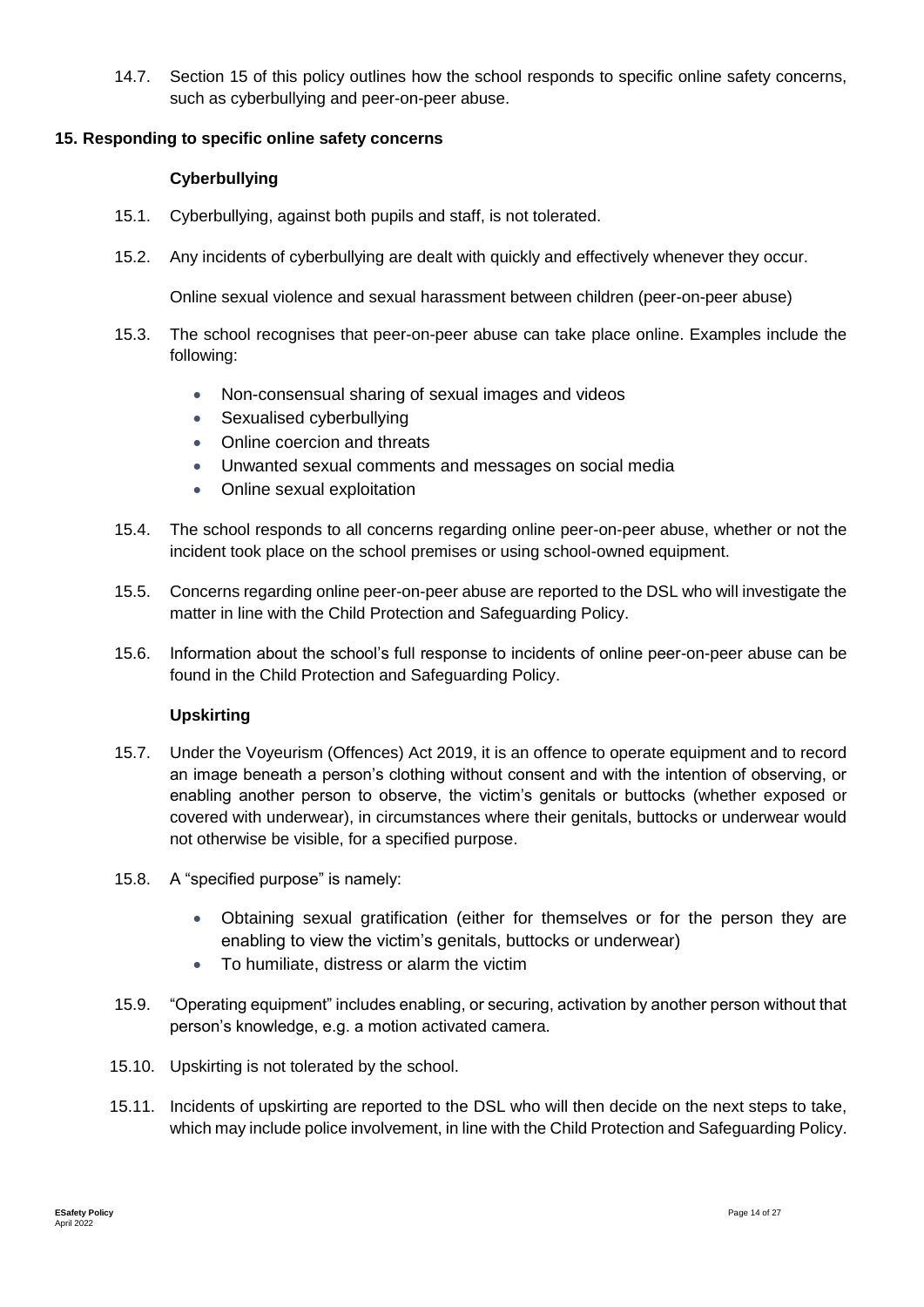14.7. Section 15 of this policy outlines how the school responds to specific online safety concerns, such as cyberbullying and peer-on-peer abuse.

## 15. Responding to specific online safety concerns

### Cyberbullying

15.1. Cyberbullying, against both pupils and staff, is not tolerated.

15.2. Any incidents of cyberbullying are dealt with quickly and effectively whenever they occur.

Online sexual violence and sexual harassment between children (peer-on-peer abuse)

15.3. The school recognises that peer-on-peer abuse can take place online. Examples include the following:

- Non-consensual sharing of sexual images and videos
- Sexualised cyberbullying
- Online coercion and threats
- Unwanted sexual comments and messages on social media
- Online sexual exploitation

15.4. The school responds to all concerns regarding online peer-on-peer abuse, whether or not the incident took place on the school premises or using school-owned equipment.

15.5. Concerns regarding online peer-on-peer abuse are reported to the DSL who will investigate the matter in line with the Child Protection and Safeguarding Policy.

15.6. Information about the school's full response to incidents of online peer-on-peer abuse can be found in the Child Protection and Safeguarding Policy.

### Upskirting

15.7. Under the Voyeurism (Offences) Act 2019, it is an offence to operate equipment and to record an image beneath a person's clothing without consent and with the intention of observing, or enabling another person to observe, the victim's genitals or buttocks (whether exposed or covered with underwear), in circumstances where their genitals, buttocks or underwear would not otherwise be visible, for a specified purpose.

15.8. A "specified purpose" is namely:

- Obtaining sexual gratification (either for themselves or for the person they are enabling to view the victim's genitals, buttocks or underwear)
- To humiliate, distress or alarm the victim

15.9. "Operating equipment" includes enabling, or securing, activation by another person without that person's knowledge, e.g. a motion activated camera.

15.10. Upskirting is not tolerated by the school.

15.11. Incidents of upskirting are reported to the DSL who will then decide on the next steps to take, which may include police involvement, in line with the Child Protection and Safeguarding Policy.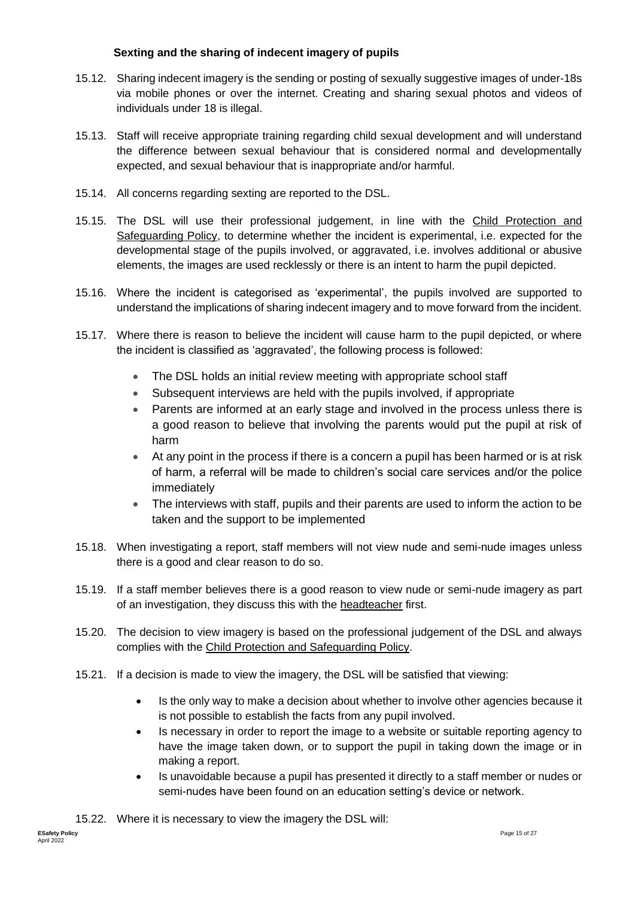### Sexting and the sharing of indecent imagery of pupils

15.12. Sharing indecent imagery is the sending or posting of sexually suggestive images of under-18s via mobile phones or over the internet. Creating and sharing sexual photos and videos of individuals under 18 is illegal.

15.13. Staff will receive appropriate training regarding child sexual development and will understand the difference between sexual behaviour that is considered normal and developmentally expected, and sexual behaviour that is inappropriate and/or harmful.

15.14. All concerns regarding sexting are reported to the DSL.

15.15. The DSL will use their professional judgement, in line with the Child Protection and Safeguarding Policy, to determine whether the incident is experimental, i.e. expected for the developmental stage of the pupils involved, or aggravated, i.e. involves additional or abusive elements, the images are used recklessly or there is an intent to harm the pupil depicted.

15.16. Where the incident is categorised as 'experimental', the pupils involved are supported to understand the implications of sharing indecent imagery and to move forward from the incident.

15.17. Where there is reason to believe the incident will cause harm to the pupil depicted, or where the incident is classified as 'aggravated', the following process is followed:

- The DSL holds an initial review meeting with appropriate school staff
- Subsequent interviews are held with the pupils involved, if appropriate
- Parents are informed at an early stage and involved in the process unless there is a good reason to believe that involving the parents would put the pupil at risk of harm
- At any point in the process if there is a concern a pupil has been harmed or is at risk of harm, a referral will be made to children's social care services and/or the police immediately
- The interviews with staff, pupils and their parents are used to inform the action to be taken and the support to be implemented

15.18. When investigating a report, staff members will not view nude and semi-nude images unless there is a good and clear reason to do so.

15.19. If a staff member believes there is a good reason to view nude or semi-nude imagery as part of an investigation, they discuss this with the headteacher first.

15.20. The decision to view imagery is based on the professional judgement of the DSL and always complies with the Child Protection and Safeguarding Policy.

15.21. If a decision is made to view the imagery, the DSL will be satisfied that viewing:

- Is the only way to make a decision about whether to involve other agencies because it is not possible to establish the facts from any pupil involved.
- Is necessary in order to report the image to a website or suitable reporting agency to have the image taken down, or to support the pupil in taking down the image or in making a report.
- Is unavoidable because a pupil has presented it directly to a staff member or nudes or semi-nudes have been found on an education setting's device or network.

15.22. Where it is necessary to view the imagery the DSL will: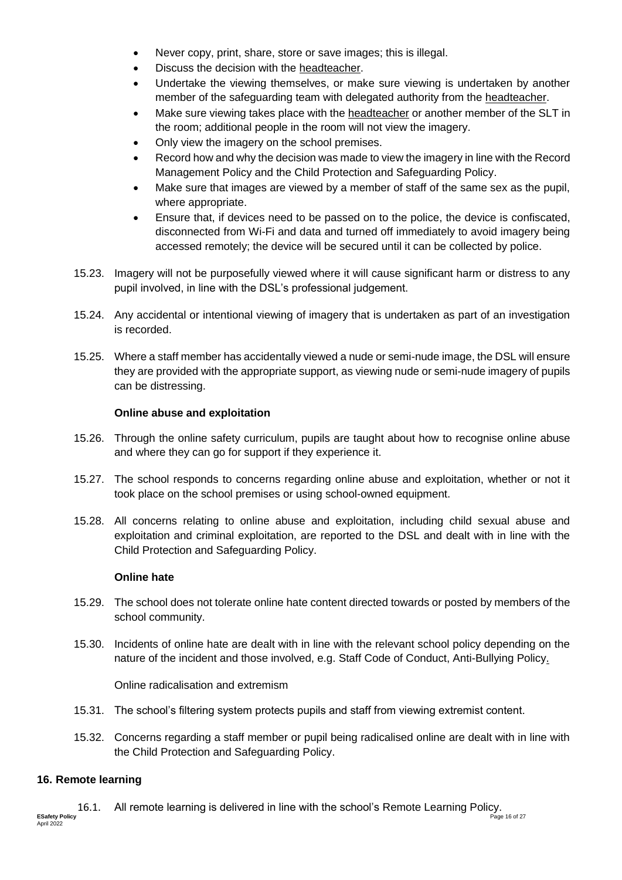- Never copy, print, share, store or save images; this is illegal.
- Discuss the decision with the headteacher.
- Undertake the viewing themselves, or make sure viewing is undertaken by another member of the safeguarding team with delegated authority from the headteacher.
- Make sure viewing takes place with the headteacher or another member of the SLT in the room; additional people in the room will not view the imagery.
- Only view the imagery on the school premises.
- Record how and why the decision was made to view the imagery in line with the Record Management Policy and the Child Protection and Safeguarding Policy.
- Make sure that images are viewed by a member of staff of the same sex as the pupil, where appropriate.
- Ensure that, if devices need to be passed on to the police, the device is confiscated, disconnected from Wi-Fi and data and turned off immediately to avoid imagery being accessed remotely; the device will be secured until it can be collected by police.

15.23. Imagery will not be purposefully viewed where it will cause significant harm or distress to any pupil involved, in line with the DSL's professional judgement.

15.24. Any accidental or intentional viewing of imagery that is undertaken as part of an investigation is recorded.

15.25. Where a staff member has accidentally viewed a nude or semi-nude image, the DSL will ensure they are provided with the appropriate support, as viewing nude or semi-nude imagery of pupils can be distressing.

**Online abuse and exploitation**

15.26. Through the online safety curriculum, pupils are taught about how to recognise online abuse and where they can go for support if they experience it.

15.27. The school responds to concerns regarding online abuse and exploitation, whether or not it took place on the school premises or using school-owned equipment.

15.28. All concerns relating to online abuse and exploitation, including child sexual abuse and exploitation and criminal exploitation, are reported to the DSL and dealt with in line with the Child Protection and Safeguarding Policy.

**Online hate**

15.29. The school does not tolerate online hate content directed towards or posted by members of the school community.

15.30. Incidents of online hate are dealt with in line with the relevant school policy depending on the nature of the incident and those involved, e.g. Staff Code of Conduct, Anti-Bullying Policy.

Online radicalisation and extremism

15.31. The school's filtering system protects pupils and staff from viewing extremist content.

15.32. Concerns regarding a staff member or pupil being radicalised online are dealt with in line with the Child Protection and Safeguarding Policy.

## 16. Remote learning

16.1. All remote learning is delivered in line with the school's Remote Learning Policy.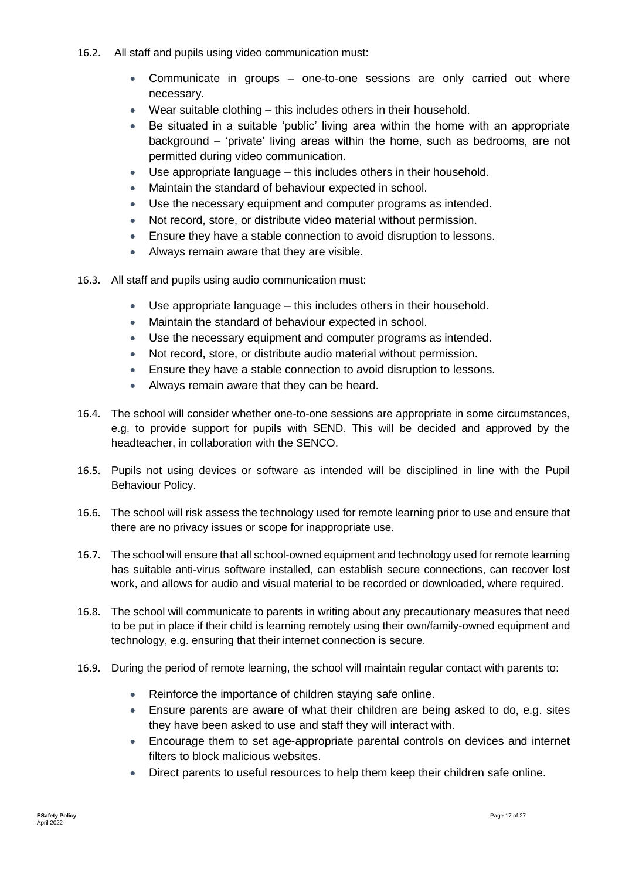16.2. All staff and pupils using video communication must:

- Communicate in groups – one-to-one sessions are only carried out where necessary.
- Wear suitable clothing – this includes others in their household.
- Be situated in a suitable 'public' living area within the home with an appropriate background – 'private' living areas within the home, such as bedrooms, are not permitted during video communication.
- Use appropriate language – this includes others in their household.
- Maintain the standard of behaviour expected in school.
- Use the necessary equipment and computer programs as intended.
- Not record, store, or distribute video material without permission.
- Ensure they have a stable connection to avoid disruption to lessons.
- Always remain aware that they are visible.

16.3. All staff and pupils using audio communication must:

- Use appropriate language – this includes others in their household.
- Maintain the standard of behaviour expected in school.
- Use the necessary equipment and computer programs as intended.
- Not record, store, or distribute audio material without permission.
- Ensure they have a stable connection to avoid disruption to lessons.
- Always remain aware that they can be heard.

16.4. The school will consider whether one-to-one sessions are appropriate in some circumstances, e.g. to provide support for pupils with SEND. This will be decided and approved by the headteacher, in collaboration with the SENCO.

16.5. Pupils not using devices or software as intended will be disciplined in line with the Pupil Behaviour Policy.

16.6. The school will risk assess the technology used for remote learning prior to use and ensure that there are no privacy issues or scope for inappropriate use.

16.7. The school will ensure that all school-owned equipment and technology used for remote learning has suitable anti-virus software installed, can establish secure connections, can recover lost work, and allows for audio and visual material to be recorded or downloaded, where required.

16.8. The school will communicate to parents in writing about any precautionary measures that need to be put in place if their child is learning remotely using their own/family-owned equipment and technology, e.g. ensuring that their internet connection is secure.

16.9. During the period of remote learning, the school will maintain regular contact with parents to:

- Reinforce the importance of children staying safe online.
- Ensure parents are aware of what their children are being asked to do, e.g. sites they have been asked to use and staff they will interact with.
- Encourage them to set age-appropriate parental controls on devices and internet filters to block malicious websites.
- Direct parents to useful resources to help them keep their children safe online.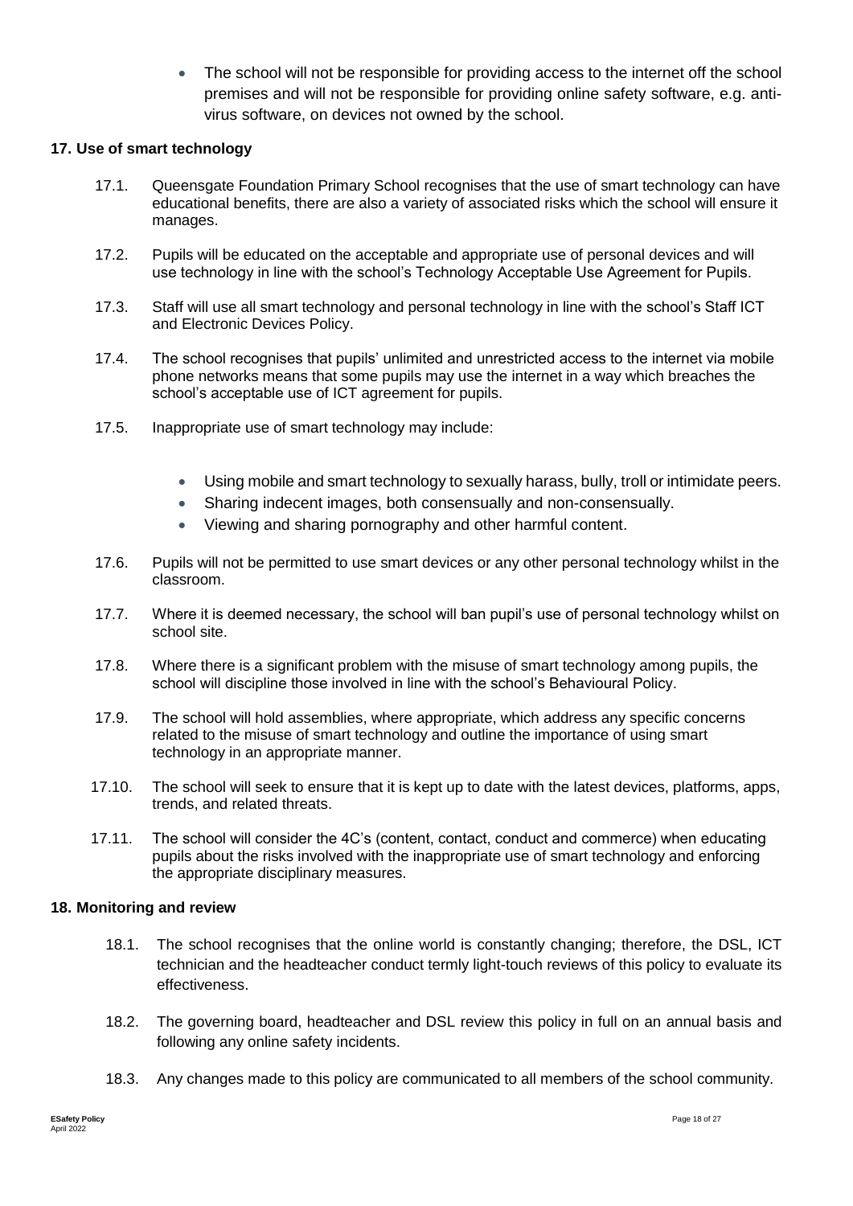- The school will not be responsible for providing access to the internet off the school premises and will not be responsible for providing online safety software, e.g. anti-virus software, on devices not owned by the school.

### 17. Use of smart technology

17.1. Queensgate Foundation Primary School recognises that the use of smart technology can have educational benefits, there are also a variety of associated risks which the school will ensure it manages.

17.2. Pupils will be educated on the acceptable and appropriate use of personal devices and will use technology in line with the school's Technology Acceptable Use Agreement for Pupils.

17.3. Staff will use all smart technology and personal technology in line with the school's Staff ICT and Electronic Devices Policy.

17.4. The school recognises that pupils' unlimited and unrestricted access to the internet via mobile phone networks means that some pupils may use the internet in a way which breaches the school's acceptable use of ICT agreement for pupils.

17.5. Inappropriate use of smart technology may include:

- Using mobile and smart technology to sexually harass, bully, troll or intimidate peers.
- Sharing indecent images, both consensually and non-consensually.
- Viewing and sharing pornography and other harmful content.

17.6. Pupils will not be permitted to use smart devices or any other personal technology whilst in the classroom.

17.7. Where it is deemed necessary, the school will ban pupil's use of personal technology whilst on school site.

17.8. Where there is a significant problem with the misuse of smart technology among pupils, the school will discipline those involved in line with the school's Behavioural Policy.

17.9. The school will hold assemblies, where appropriate, which address any specific concerns related to the misuse of smart technology and outline the importance of using smart technology in an appropriate manner.

17.10. The school will seek to ensure that it is kept up to date with the latest devices, platforms, apps, trends, and related threats.

17.11. The school will consider the 4C's (content, contact, conduct and commerce) when educating pupils about the risks involved with the inappropriate use of smart technology and enforcing the appropriate disciplinary measures.

### 18. Monitoring and review

18.1. The school recognises that the online world is constantly changing; therefore, the DSL, ICT technician and the headteacher conduct termly light-touch reviews of this policy to evaluate its effectiveness.

18.2. The governing board, headteacher and DSL review this policy in full on an annual basis and following any online safety incidents.

18.3. Any changes made to this policy are communicated to all members of the school community.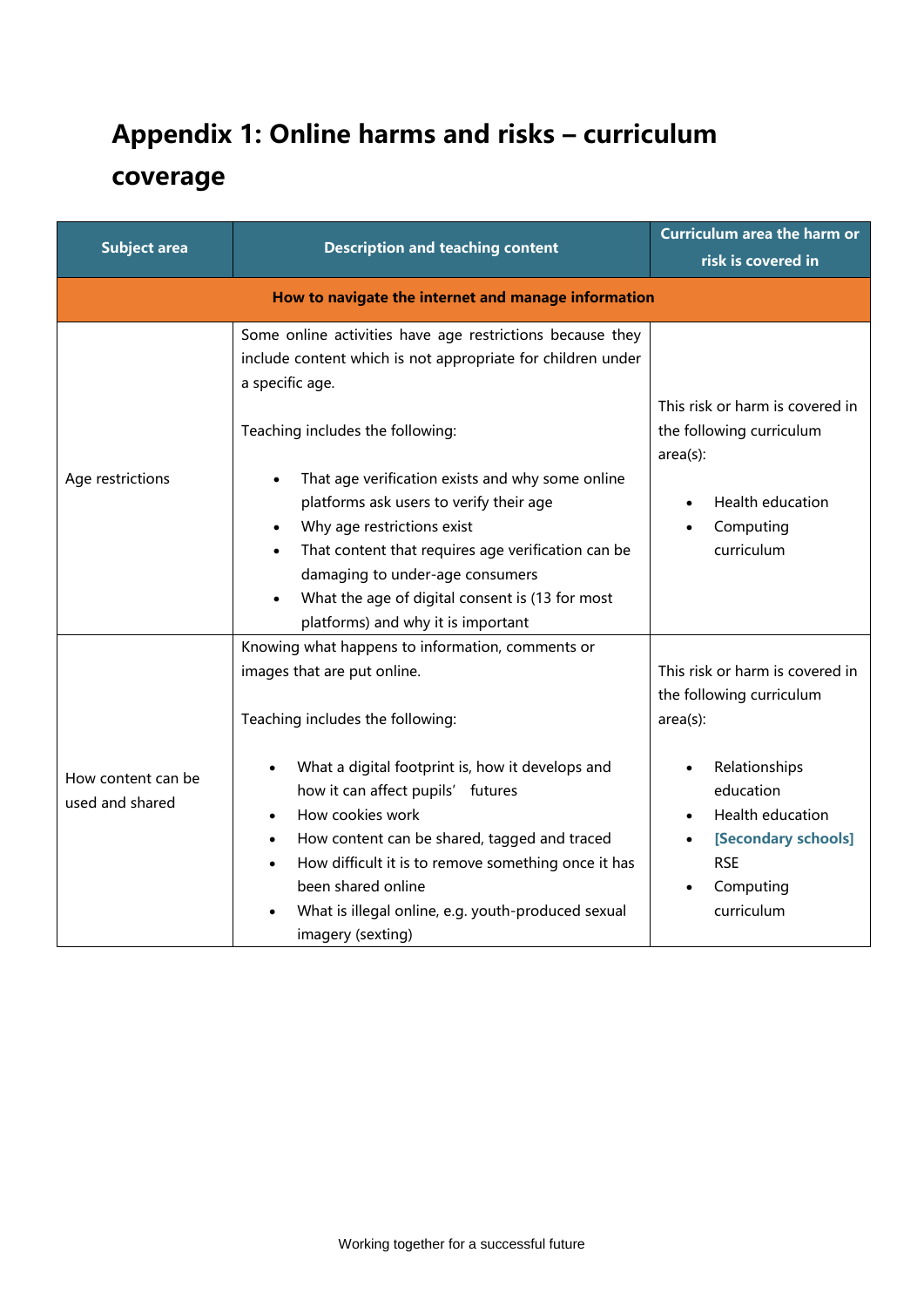# Appendix 1: Online harms and risks – curriculum coverage

| Subject area | Description and teaching content | Curriculum area the harm or risk is covered in |
|---|---|---|
| **How to navigate the internet and manage information** | | |
| Age restrictions | Some online activities have age restrictions because they include content which is not appropriate for children under a specific age.<br><br>Teaching includes the following:<br><br>• That age verification exists and why some online platforms ask users to verify their age<br>• Why age restrictions exist<br>• That content that requires age verification can be damaging to under-age consumers<br>• What the age of digital consent is (13 for most platforms) and why it is important | This risk or harm is covered in the following curriculum area(s):<br><br>• Health education<br>• Computing curriculum |
| How content can be used and shared | Knowing what happens to information, comments or images that are put online.<br><br>Teaching includes the following:<br><br>• What a digital footprint is, how it develops and how it can affect pupils' futures<br>• How cookies work<br>• How content can be shared, tagged and traced<br>• How difficult it is to remove something once it has been shared online<br>• What is illegal online, e.g. youth-produced sexual imagery (sexting) | This risk or harm is covered in the following curriculum area(s):<br><br>• Relationships education<br>• Health education<br>• **[Secondary schools]** RSE<br>• Computing curriculum |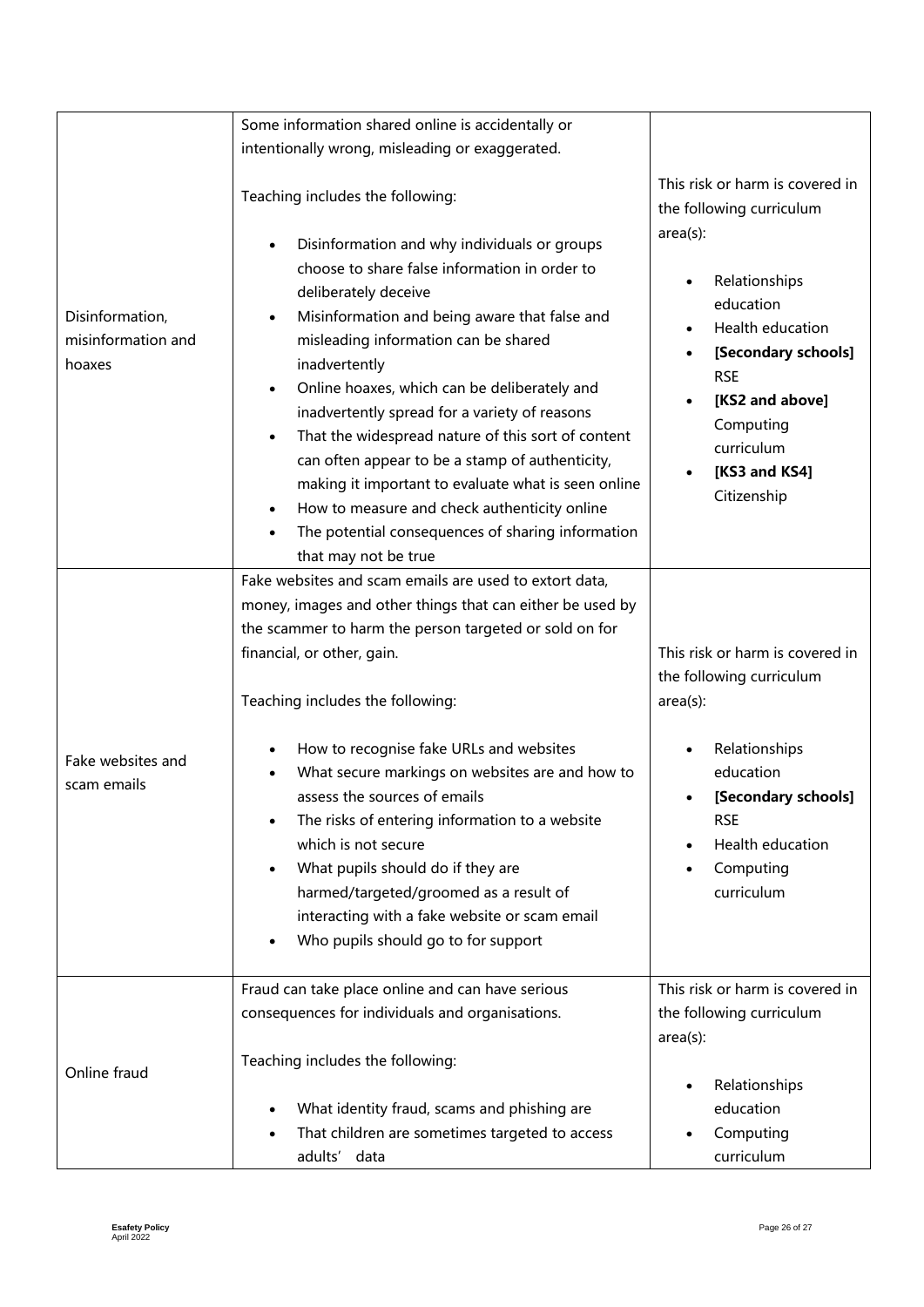| | | |
|---|---|---|
| Disinformation, misinformation and hoaxes | Some information shared online is accidentally or intentionally wrong, misleading or exaggerated.<br><br>Teaching includes the following:<br><br>• Disinformation and why individuals or groups choose to share false information in order to deliberately deceive<br>• Misinformation and being aware that false and misleading information can be shared inadvertently<br>• Online hoaxes, which can be deliberately and inadvertently spread for a variety of reasons<br>• That the widespread nature of this sort of content can often appear to be a stamp of authenticity, making it important to evaluate what is seen online<br>• How to measure and check authenticity online<br>• The potential consequences of sharing information that may not be true | This risk or harm is covered in the following curriculum area(s):<br><br>• Relationships education<br>• Health education<br>• **[Secondary schools]** RSE<br>• **[KS2 and above]** Computing curriculum<br>• **[KS3 and KS4]** Citizenship |
| Fake websites and scam emails | Fake websites and scam emails are used to extort data, money, images and other things that can either be used by the scammer to harm the person targeted or sold on for financial, or other, gain.<br><br>Teaching includes the following:<br><br>• How to recognise fake URLs and websites<br>• What secure markings on websites are and how to assess the sources of emails<br>• The risks of entering information to a website which is not secure<br>• What pupils should do if they are harmed/targeted/groomed as a result of interacting with a fake website or scam email<br>• Who pupils should go to for support | This risk or harm is covered in the following curriculum area(s):<br><br>• Relationships education<br>• **[Secondary schools]** RSE<br>• Health education<br>• Computing curriculum |
| Online fraud | Fraud can take place online and can have serious consequences for individuals and organisations.<br><br>Teaching includes the following:<br><br>• What identity fraud, scams and phishing are<br>• That children are sometimes targeted to access adults' data | This risk or harm is covered in the following curriculum area(s):<br><br>• Relationships education<br>• Computing curriculum |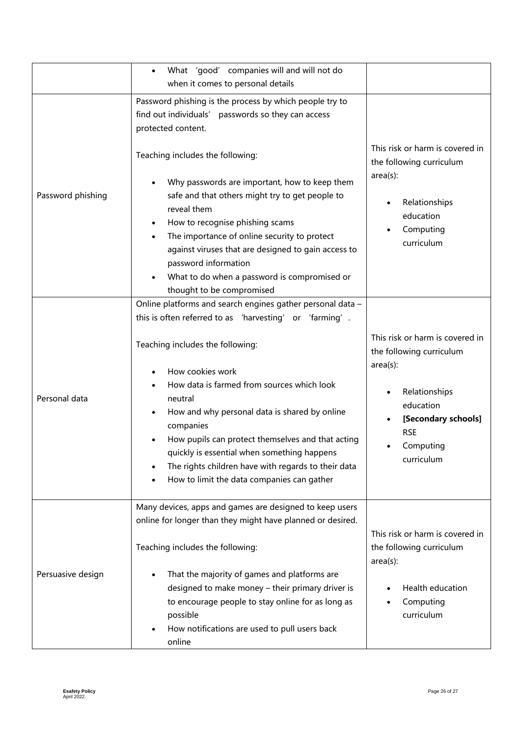| | | |
|---|---|---|
| | • What 'good' companies will and will not do when it comes to personal details | |
| Password phishing | Password phishing is the process by which people try to find out individuals' passwords so they can access protected content.<br><br>Teaching includes the following:<br><br>• Why passwords are important, how to keep them safe and that others might try to get people to reveal them<br>• How to recognise phishing scams<br>• The importance of online security to protect against viruses that are designed to gain access to password information<br>• What to do when a password is compromised or thought to be compromised | This risk or harm is covered in the following curriculum area(s):<br><br>• Relationships education<br>• Computing curriculum |
| Personal data | Online platforms and search engines gather personal data – this is often referred to as 'harvesting' or 'farming'.<br><br>Teaching includes the following:<br><br>• How cookies work<br>• How data is farmed from sources which look neutral<br>• How and why personal data is shared by online companies<br>• How pupils can protect themselves and that acting quickly is essential when something happens<br>• The rights children have with regards to their data<br>• How to limit the data companies can gather | This risk or harm is covered in the following curriculum area(s):<br><br>• Relationships education<br>• **[Secondary schools]** RSE<br>• Computing curriculum |
| Persuasive design | Many devices, apps and games are designed to keep users online for longer than they might have planned or desired.<br><br>Teaching includes the following:<br><br>• That the majority of games and platforms are designed to make money – their primary driver is to encourage people to stay online for as long as possible<br>• How notifications are used to pull users back online | This risk or harm is covered in the following curriculum area(s):<br><br>• Health education<br>• Computing curriculum |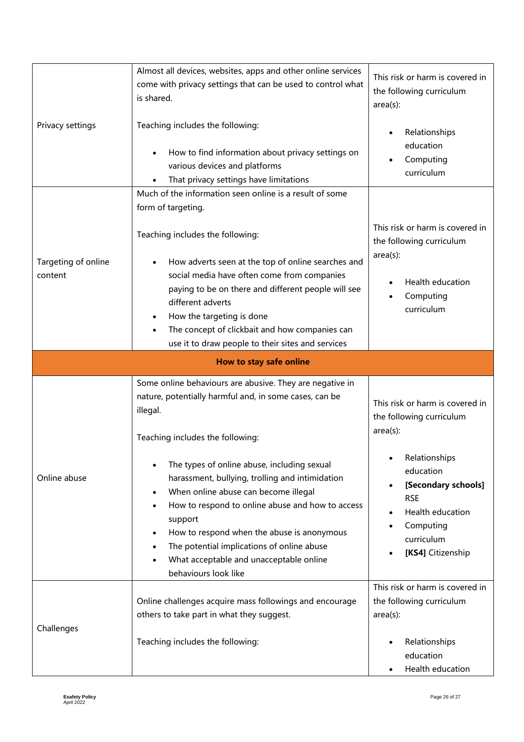| | | |
|---|---|---|
| Privacy settings | Almost all devices, websites, apps and other online services come with privacy settings that can be used to control what is shared.<br><br>Teaching includes the following:<br><br>• How to find information about privacy settings on various devices and platforms<br>• That privacy settings have limitations | This risk or harm is covered in the following curriculum area(s):<br><br>• Relationships education<br>• Computing curriculum |
| Targeting of online content | Much of the information seen online is a result of some form of targeting.<br><br>Teaching includes the following:<br><br>• How adverts seen at the top of online searches and social media have often come from companies paying to be on there and different people will see different adverts<br>• How the targeting is done<br>• The concept of clickbait and how companies can use it to draw people to their sites and services | This risk or harm is covered in the following curriculum area(s):<br><br>• Health education<br>• Computing curriculum |
| | **How to stay safe online** | |
| Online abuse | Some online behaviours are abusive. They are negative in nature, potentially harmful and, in some cases, can be illegal.<br><br>Teaching includes the following:<br><br>• The types of online abuse, including sexual harassment, bullying, trolling and intimidation<br>• When online abuse can become illegal<br>• How to respond to online abuse and how to access support<br>• How to respond when the abuse is anonymous<br>• The potential implications of online abuse<br>• What acceptable and unacceptable online behaviours look like | This risk or harm is covered in the following curriculum area(s):<br><br>• Relationships education<br>• **[Secondary schools]** RSE<br>• Health education<br>• Computing curriculum<br>• **[KS4]** Citizenship |
| Challenges | Online challenges acquire mass followings and encourage others to take part in what they suggest.<br><br>Teaching includes the following: | This risk or harm is covered in the following curriculum area(s):<br><br>• Relationships education<br>• Health education |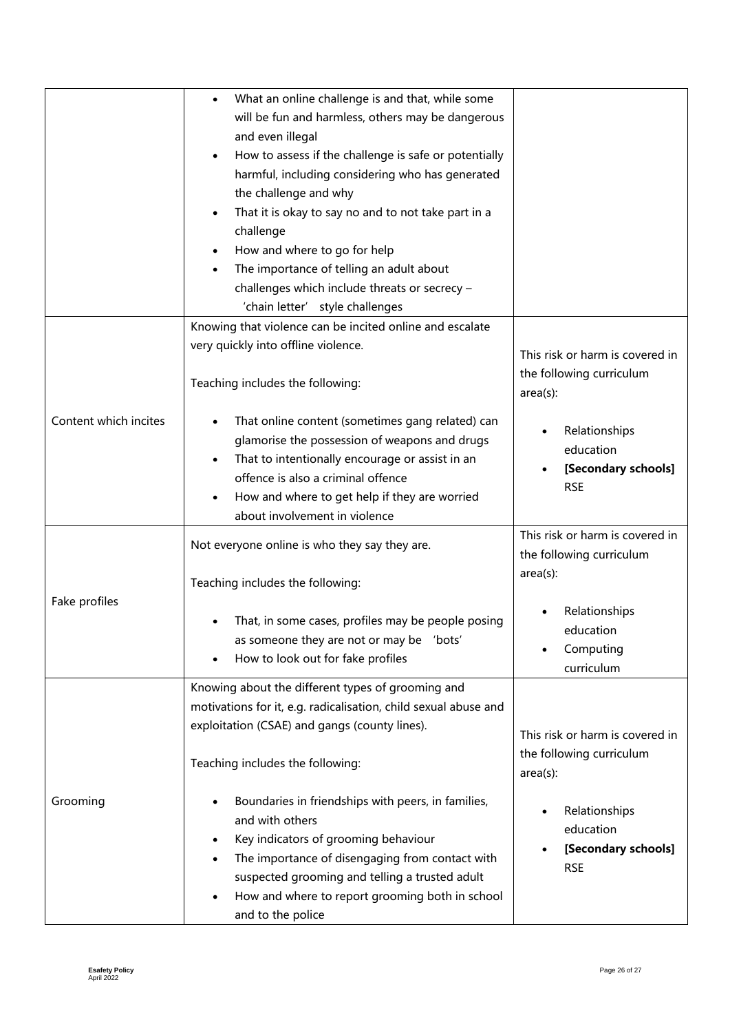| | | |
|---|---|---|
| | • What an online challenge is and that, while some will be fun and harmless, others may be dangerous and even illegal<br>• How to assess if the challenge is safe or potentially harmful, including considering who has generated the challenge and why<br>• That it is okay to say no and to not take part in a challenge<br>• How and where to go for help<br>• The importance of telling an adult about challenges which include threats or secrecy – 'chain letter' style challenges | |
| Content which incites | Knowing that violence can be incited online and escalate very quickly into offline violence.<br><br>Teaching includes the following:<br><br>• That online content (sometimes gang related) can glamorise the possession of weapons and drugs<br>• That to intentionally encourage or assist in an offence is also a criminal offence<br>• How and where to get help if they are worried about involvement in violence | This risk or harm is covered in the following curriculum area(s):<br><br>• Relationships education<br>• **[Secondary schools]** RSE |
| Fake profiles | Not everyone online is who they say they are.<br><br>Teaching includes the following:<br><br>• That, in some cases, profiles may be people posing as someone they are not or may be 'bots'<br>• How to look out for fake profiles | This risk or harm is covered in the following curriculum area(s):<br><br>• Relationships education<br>• Computing curriculum |
| Grooming | Knowing about the different types of grooming and motivations for it, e.g. radicalisation, child sexual abuse and exploitation (CSAE) and gangs (county lines).<br><br>Teaching includes the following:<br><br>• Boundaries in friendships with peers, in families, and with others<br>• Key indicators of grooming behaviour<br>• The importance of disengaging from contact with suspected grooming and telling a trusted adult<br>• How and where to report grooming both in school and to the police | This risk or harm is covered in the following curriculum area(s):<br><br>• Relationships education<br>• **[Secondary schools]** RSE |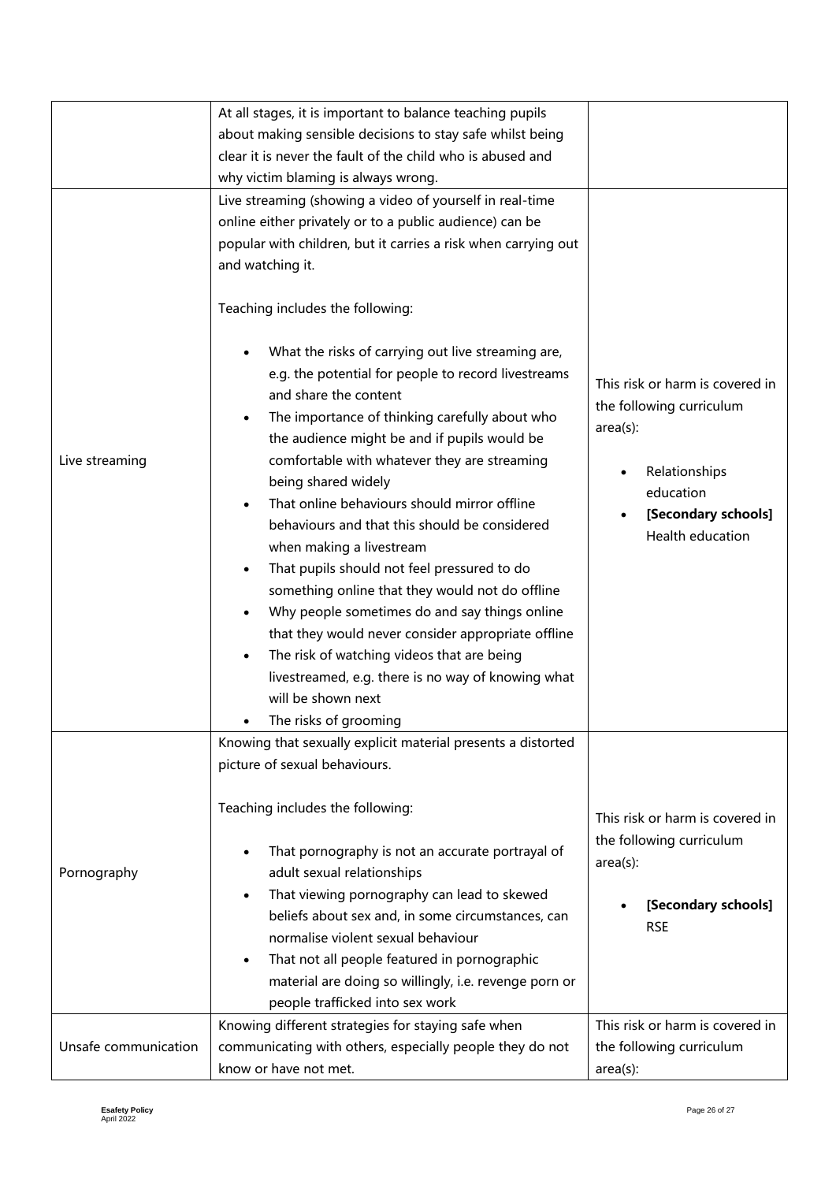| | | |
|---|---|---|
| | At all stages, it is important to balance teaching pupils about making sensible decisions to stay safe whilst being clear it is never the fault of the child who is abused and why victim blaming is always wrong. | |
| Live streaming | Live streaming (showing a video of yourself in real-time online either privately or to a public audience) can be popular with children, but it carries a risk when carrying out and watching it.<br><br>Teaching includes the following:<br><br>• What the risks of carrying out live streaming are, e.g. the potential for people to record livestreams and share the content<br>• The importance of thinking carefully about who the audience might be and if pupils would be comfortable with whatever they are streaming being shared widely<br>• That online behaviours should mirror offline behaviours and that this should be considered when making a livestream<br>• That pupils should not feel pressured to do something online that they would not do offline<br>• Why people sometimes do and say things online that they would never consider appropriate offline<br>• The risk of watching videos that are being livestreamed, e.g. there is no way of knowing what will be shown next<br>• The risks of grooming | This risk or harm is covered in the following curriculum area(s):<br><br>• Relationships education<br>• **[Secondary schools]** Health education |
| Pornography | Knowing that sexually explicit material presents a distorted picture of sexual behaviours.<br><br>Teaching includes the following:<br><br>• That pornography is not an accurate portrayal of adult sexual relationships<br>• That viewing pornography can lead to skewed beliefs about sex and, in some circumstances, can normalise violent sexual behaviour<br>• That not all people featured in pornographic material are doing so willingly, i.e. revenge porn or people trafficked into sex work | This risk or harm is covered in the following curriculum area(s):<br><br>• **[Secondary schools]** RSE |
| Unsafe communication | Knowing different strategies for staying safe when communicating with others, especially people they do not know or have not met. | This risk or harm is covered in the following curriculum area(s): |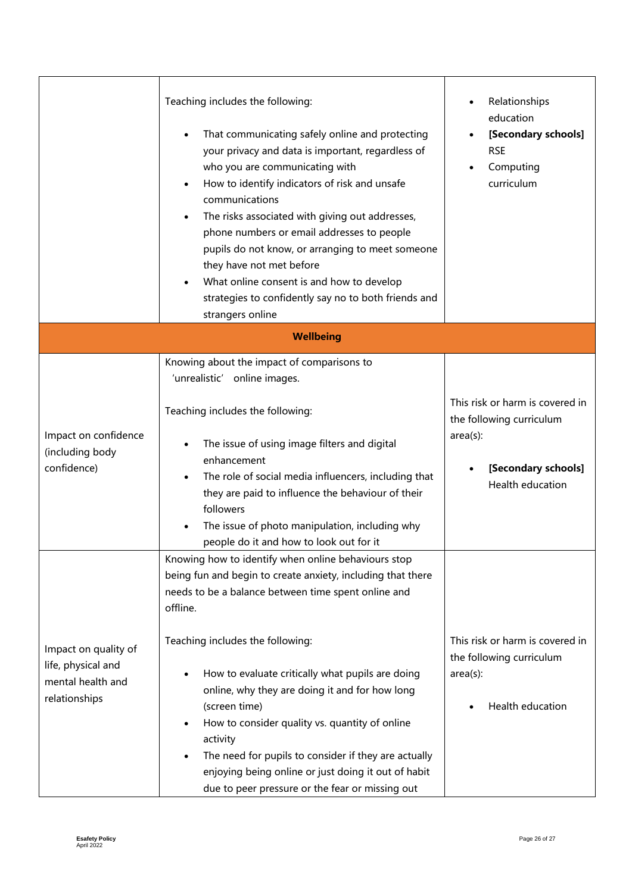| | | |
|---|---|---|
| | Teaching includes the following:<br><br>• That communicating safely online and protecting your privacy and data is important, regardless of who you are communicating with<br>• How to identify indicators of risk and unsafe communications<br>• The risks associated with giving out addresses, phone numbers or email addresses to people pupils do not know, or arranging to meet someone they have not met before<br>• What online consent is and how to develop strategies to confidently say no to both friends and strangers online | • Relationships education<br>• **[Secondary schools]** RSE<br>• Computing curriculum |
| **Wellbeing** | | |
| Impact on confidence (including body confidence) | Knowing about the impact of comparisons to 'unrealistic' online images.<br><br>Teaching includes the following:<br><br>• The issue of using image filters and digital enhancement<br>• The role of social media influencers, including that they are paid to influence the behaviour of their followers<br>• The issue of photo manipulation, including why people do it and how to look out for it | This risk or harm is covered in the following curriculum area(s):<br><br>• **[Secondary schools]** Health education |
| Impact on quality of life, physical and mental health and relationships | Knowing how to identify when online behaviours stop being fun and begin to create anxiety, including that there needs to be a balance between time spent online and offline.<br><br>Teaching includes the following:<br><br>• How to evaluate critically what pupils are doing online, why they are doing it and for how long (screen time)<br>• How to consider quality vs. quantity of online activity<br>• The need for pupils to consider if they are actually enjoying being online or just doing it out of habit due to peer pressure or the fear or missing out | This risk or harm is covered in the following curriculum area(s):<br><br>• Health education |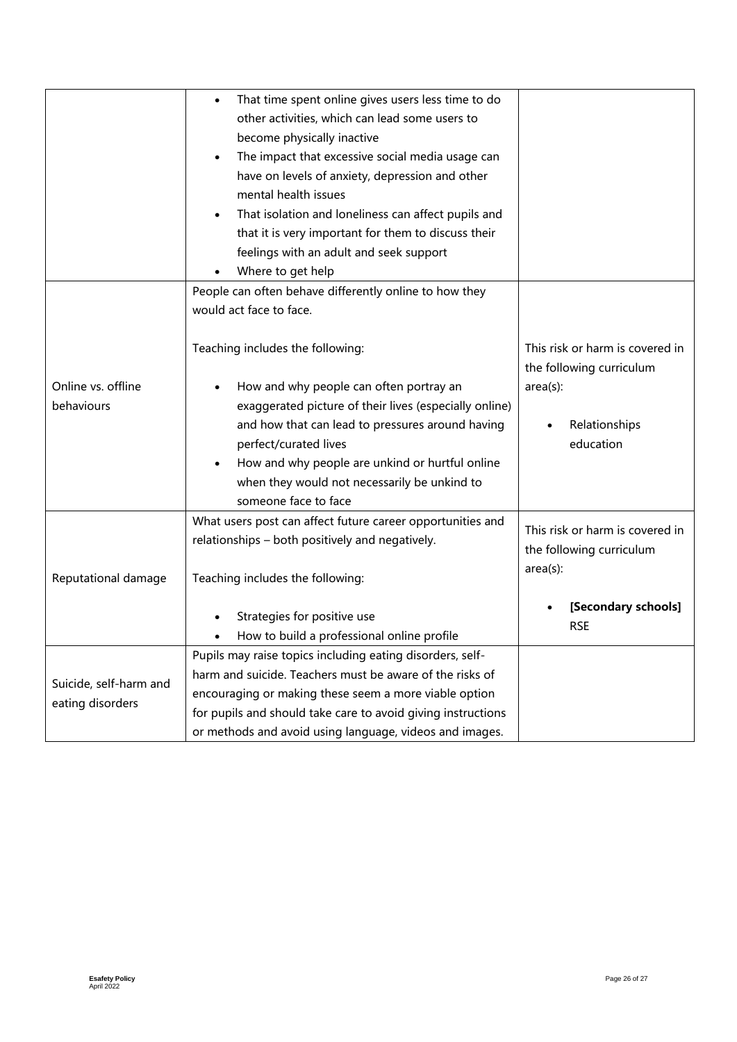| | | |
|---|---|---|
| | • That time spent online gives users less time to do other activities, which can lead some users to become physically inactive<br>• The impact that excessive social media usage can have on levels of anxiety, depression and other mental health issues<br>• That isolation and loneliness can affect pupils and that it is very important for them to discuss their feelings with an adult and seek support<br>• Where to get help | |
| Online vs. offline behaviours | People can often behave differently online to how they would act face to face.<br><br>Teaching includes the following:<br><br>• How and why people can often portray an exaggerated picture of their lives (especially online) and how that can lead to pressures around having perfect/curated lives<br>• How and why people are unkind or hurtful online when they would not necessarily be unkind to someone face to face | This risk or harm is covered in the following curriculum area(s):<br><br>• Relationships education |
| Reputational damage | What users post can affect future career opportunities and relationships – both positively and negatively.<br><br>Teaching includes the following:<br><br>• Strategies for positive use<br>• How to build a professional online profile | This risk or harm is covered in the following curriculum area(s):<br><br>• **[Secondary schools]** RSE |
| Suicide, self-harm and eating disorders | Pupils may raise topics including eating disorders, self-harm and suicide. Teachers must be aware of the risks of encouraging or making these seem a more viable option for pupils and should take care to avoid giving instructions or methods and avoid using language, videos and images. | |